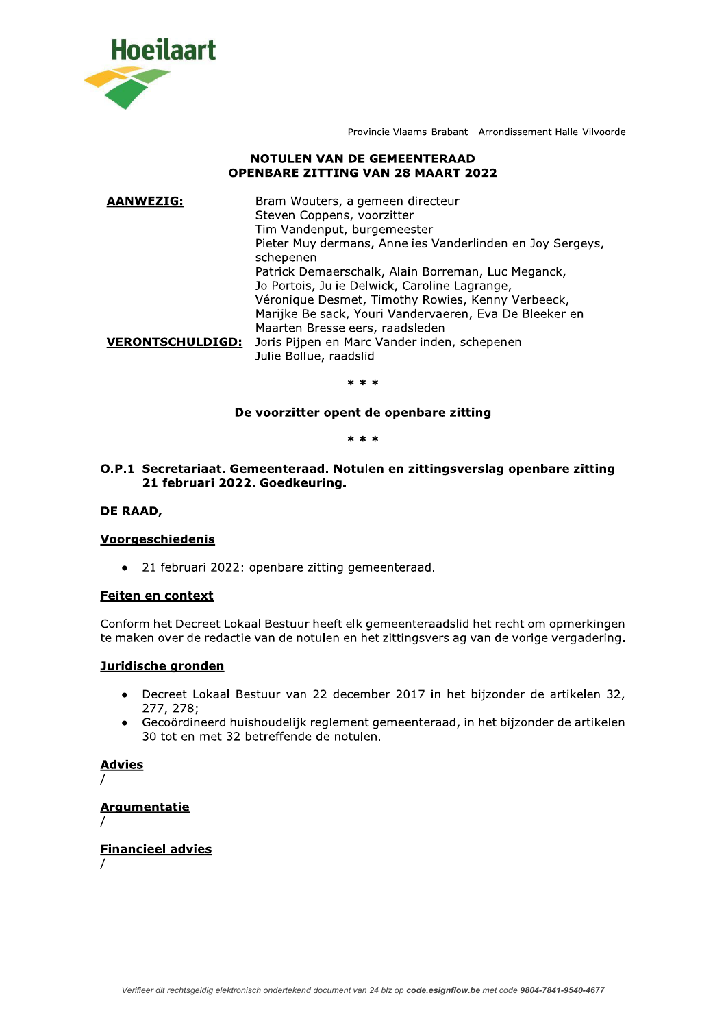Hoeilaart

Provincie Vlaams-Brabant - Arrondissement Halle-Vilvoorde

**NOTULEN VAN DE GEMEENTERAAD**
**OPENBARE ZITTING VAN 28 MAART 2022**

| | |
|---|---|
| **AANWEZIG:** | Bram Wouters, algemeen directeur<br>Steven Coppens, voorzitter<br>Tim Vandenput, burgemeester<br>Pieter Muyldermans, Annelies Vanderlinden en Joy Sergeys, schepenen<br>Patrick Demaerschalk, Alain Borreman, Luc Meganck, Jo Portois, Julie Delwick, Caroline Lagrange, Véronique Desmet, Timothy Rowies, Kenny Verbeeck, Marijke Belsack, Youri Vandervaeren, Eva De Bleeker en Maarten Bresseleers, raadsleden |
| **VERONTSCHULDIGD:** | Joris Pijpen en Marc Vanderlinden, schepenen<br>Julie Bollue, raadslid |

\* \* \*

**De voorzitter opent de openbare zitting**

\* \* \*

**O.P.1 Secretariaat. Gemeenteraad. Notulen en zittingsverslag openbare zitting 21 februari 2022. Goedkeuring.**

**DE RAAD,**

**Voorgeschiedenis**

- 21 februari 2022: openbare zitting gemeenteraad.

**Feiten en context**

Conform het Decreet Lokaal Bestuur heeft elk gemeenteraadslid het recht om opmerkingen te maken over de redactie van de notulen en het zittingsverslag van de vorige vergadering.

**Juridische gronden**

- Decreet Lokaal Bestuur van 22 december 2017 in het bijzonder de artikelen 32, 277, 278;
- Gecoördineerd huishoudelijk reglement gemeenteraad, in het bijzonder de artikelen 30 tot en met 32 betreffende de notulen.

**Advies**

/

**Argumentatie**

/

**Financieel advies**

/

*Verifieer dit rechtsgeldig elektronisch ondertekend document van 24 blz op* ***code.esignflow.be*** *met code* ***9804-7841-9540-4677***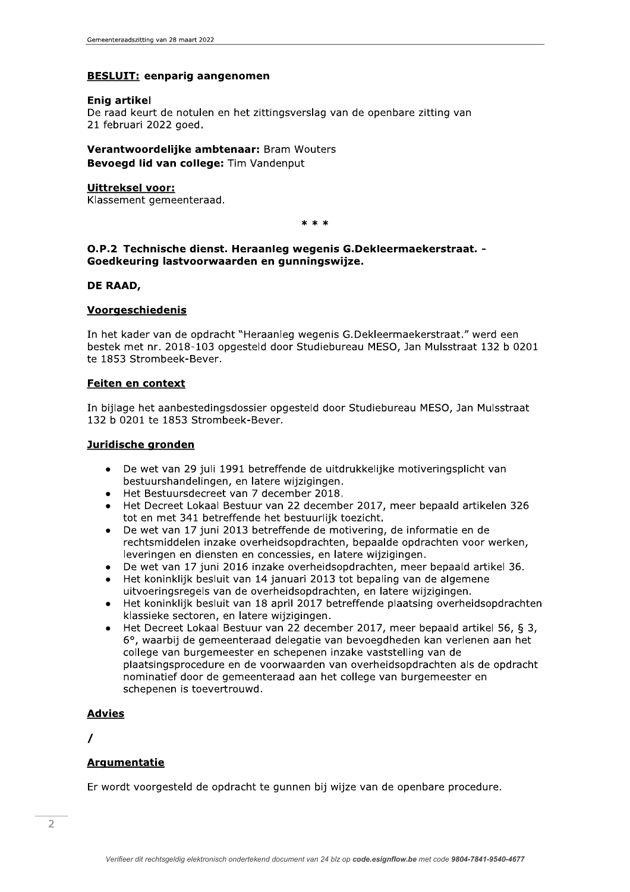**BESLUIT: eenparig aangenomen**

**Enig artikel**
De raad keurt de notulen en het zittingsverslag van de openbare zitting van 21 februari 2022 goed.

**Verantwoordelijke ambtenaar:** Bram Wouters
**Bevoegd lid van college:** Tim Vandenput

**Uittreksel voor:**
Klassement gemeenteraad.

* * *

### O.P.2 Technische dienst. Heraanleg wegenis G.Dekleermaekerstraat. - Goedkeuring lastvoorwaarden en gunningswijze.

**DE RAAD,**

**Voorgeschiedenis**

In het kader van de opdracht "Heraanleg wegenis G.Dekleermaekerstraat." werd een bestek met nr. 2018-103 opgesteld door Studiebureau MESO, Jan Mulsstraat 132 b 0201 te 1853 Strombeek-Bever.

**Feiten en context**

In bijlage het aanbestedingsdossier opgesteld door Studiebureau MESO, Jan Mulsstraat 132 b 0201 te 1853 Strombeek-Bever.

**Juridische gronden**

- De wet van 29 juli 1991 betreffende de uitdrukkelijke motiveringsplicht van bestuurshandelingen, en latere wijzigingen.
- Het Bestuursdecreet van 7 december 2018.
- Het Decreet Lokaal Bestuur van 22 december 2017, meer bepaald artikelen 326 tot en met 341 betreffende het bestuurlijk toezicht.
- De wet van 17 juni 2013 betreffende de motivering, de informatie en de rechtsmiddelen inzake overheidsopdrachten, bepaalde opdrachten voor werken, leveringen en diensten en concessies, en latere wijzigingen.
- De wet van 17 juni 2016 inzake overheidsopdrachten, meer bepaald artikel 36.
- Het koninklijk besluit van 14 januari 2013 tot bepaling van de algemene uitvoeringsregels van de overheidsopdrachten, en latere wijzigingen.
- Het koninklijk besluit van 18 april 2017 betreffende plaatsing overheidsopdrachten klassieke sectoren, en latere wijzigingen.
- Het Decreet Lokaal Bestuur van 22 december 2017, meer bepaald artikel 56, § 3, 6°, waarbij de gemeenteraad delegatie van bevoegdheden kan verlenen aan het college van burgemeester en schepenen inzake vaststelling van de plaatsingsprocedure en de voorwaarden van overheidsopdrachten als de opdracht nominatief door de gemeenteraad aan het college van burgemeester en schepenen is toevertrouwd.

**Advies**

/

**Argumentatie**

Er wordt voorgesteld de opdracht te gunnen bij wijze van de openbare procedure.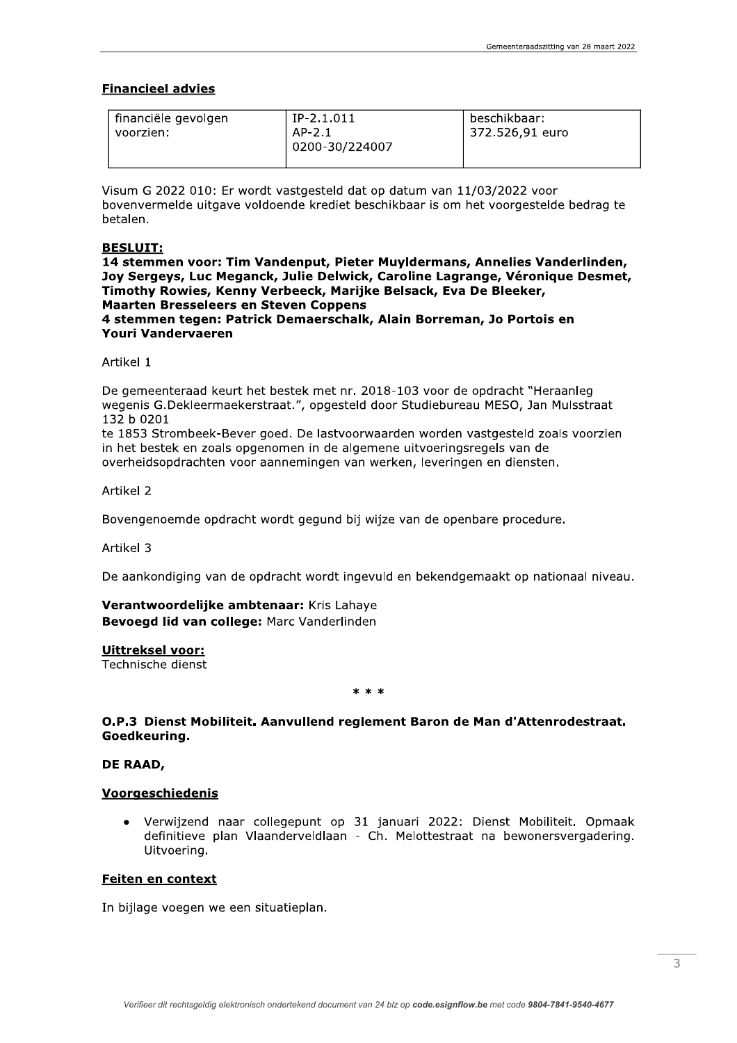**Financieel advies**

| financiële gevolgen voorzien: | IP-2.1.011<br>AP-2.1<br>0200-30/224007 | beschikbaar:<br>372.526,91 euro |
|---|---|---|

Visum G 2022 010: Er wordt vastgesteld dat op datum van 11/03/2022 voor bovenvermelde uitgave voldoende krediet beschikbaar is om het voorgestelde bedrag te betalen.

**BESLUIT:**

**14 stemmen voor: Tim Vandenput, Pieter Muyldermans, Annelies Vanderlinden, Joy Sergeys, Luc Meganck, Julie Delwick, Caroline Lagrange, Véronique Desmet, Timothy Rowies, Kenny Verbeeck, Marijke Belsack, Eva De Bleeker, Maarten Bresseleers en Steven Coppens**
**4 stemmen tegen: Patrick Demaerschalk, Alain Borreman, Jo Portois en Youri Vandervaeren**

Artikel 1

De gemeenteraad keurt het bestek met nr. 2018-103 voor de opdracht "Heraanleg wegenis G.Dekleermaekerstraat.", opgesteld door Studiebureau MESO, Jan Mulsstraat 132 b 0201
te 1853 Strombeek-Bever goed. De lastvoorwaarden worden vastgesteld zoals voorzien in het bestek en zoals opgenomen in de algemene uitvoeringsregels van de overheidsopdrachten voor aannemingen van werken, leveringen en diensten.

Artikel 2

Bovengenoemde opdracht wordt gegund bij wijze van de openbare procedure.

Artikel 3

De aankondiging van de opdracht wordt ingevuld en bekendgemaakt op nationaal niveau.

**Verantwoordelijke ambtenaar:** Kris Lahaye
**Bevoegd lid van college:** Marc Vanderlinden

**Uittreksel voor:**
Technische dienst

* * *

**O.P.3 Dienst Mobiliteit. Aanvullend reglement Baron de Man d'Attenrodestraat. Goedkeuring.**

**DE RAAD,**

**Voorgeschiedenis**

- Verwijzend naar collegepunt op 31 januari 2022: Dienst Mobiliteit. Opmaak definitieve plan Vlaanderveldlaan - Ch. Melottestraat na bewonersvergadering. Uitvoering.

**Feiten en context**

In bijlage voegen we een situatieplan.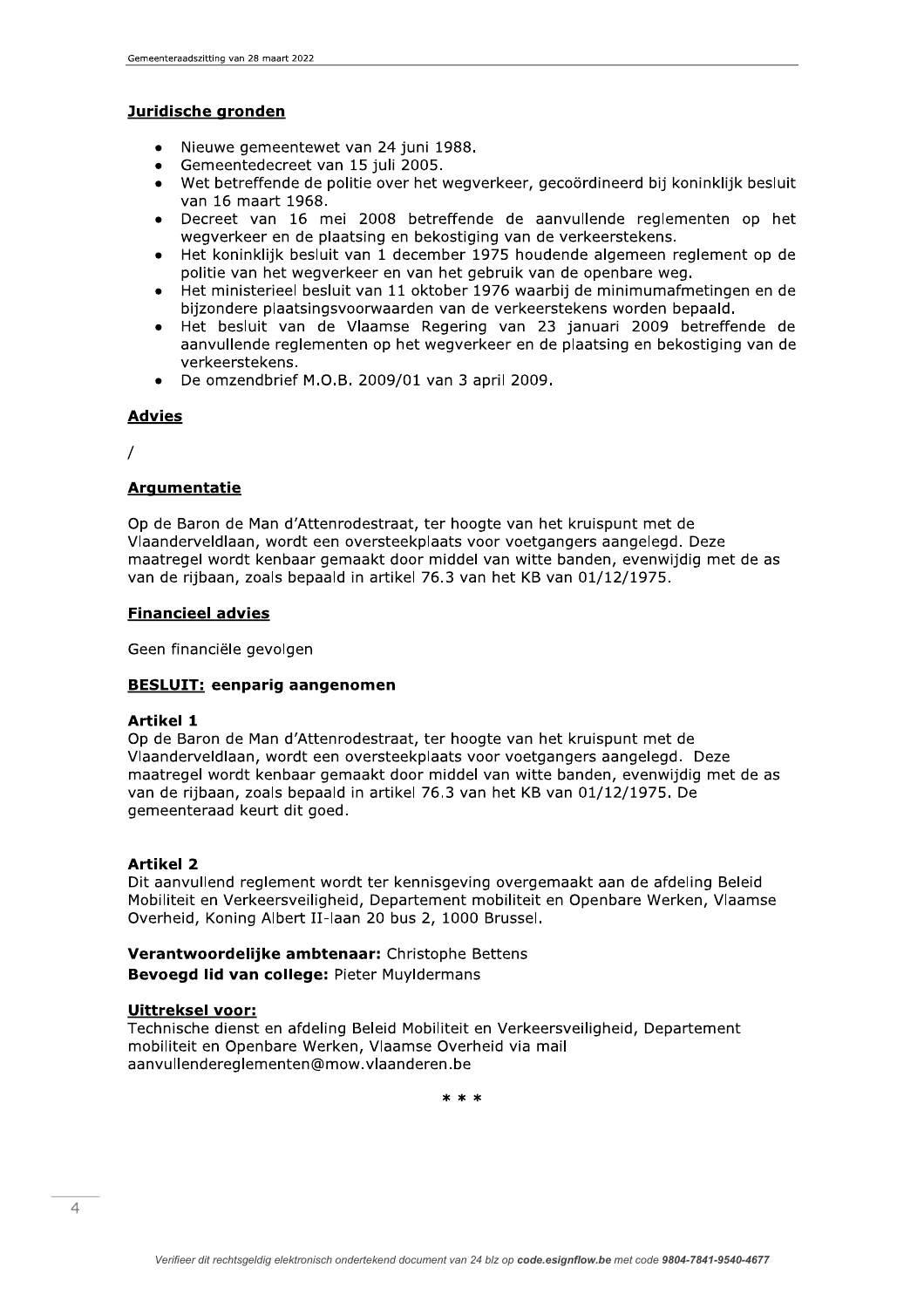## Juridische gronden

- Nieuwe gemeentewet van 24 juni 1988.
- Gemeentedecreet van 15 juli 2005.
- Wet betreffende de politie over het wegverkeer, gecoördineerd bij koninklijk besluit van 16 maart 1968.
- Decreet van 16 mei 2008 betreffende de aanvullende reglementen op het wegverkeer en de plaatsing en bekostiging van de verkeerstekens.
- Het koninklijk besluit van 1 december 1975 houdende algemeen reglement op de politie van het wegverkeer en van het gebruik van de openbare weg.
- Het ministerieel besluit van 11 oktober 1976 waarbij de minimumafmetingen en de bijzondere plaatsingsvoorwaarden van de verkeerstekens worden bepaald.
- Het besluit van de Vlaamse Regering van 23 januari 2009 betreffende de aanvullende reglementen op het wegverkeer en de plaatsing en bekostiging van de verkeerstekens.
- De omzendbrief M.O.B. 2009/01 van 3 april 2009.

## Advies

/

## Argumentatie

Op de Baron de Man d'Attenrodestraat, ter hoogte van het kruispunt met de Vlaanderveldlaan, wordt een oversteekplaats voor voetgangers aangelegd. Deze maatregel wordt kenbaar gemaakt door middel van witte banden, evenwijdig met de as van de rijbaan, zoals bepaald in artikel 76.3 van het KB van 01/12/1975.

## Financieel advies

Geen financiële gevolgen

## BESLUIT: eenparig aangenomen

**Artikel 1**
Op de Baron de Man d'Attenrodestraat, ter hoogte van het kruispunt met de Vlaanderveldlaan, wordt een oversteekplaats voor voetgangers aangelegd. Deze maatregel wordt kenbaar gemaakt door middel van witte banden, evenwijdig met de as van de rijbaan, zoals bepaald in artikel 76.3 van het KB van 01/12/1975. De gemeenteraad keurt dit goed.

**Artikel 2**
Dit aanvullend reglement wordt ter kennisgeving overgemaakt aan de afdeling Beleid Mobiliteit en Verkeersveiligheid, Departement mobiliteit en Openbare Werken, Vlaamse Overheid, Koning Albert II-laan 20 bus 2, 1000 Brussel.

**Verantwoordelijke ambtenaar:** Christophe Bettens
**Bevoegd lid van college:** Pieter Muyldermans

## Uittreksel voor:

Technische dienst en afdeling Beleid Mobiliteit en Verkeersveiligheid, Departement mobiliteit en Openbare Werken, Vlaamse Overheid via mail aanvullendereglementen@mow.vlaanderen.be

\* \* \*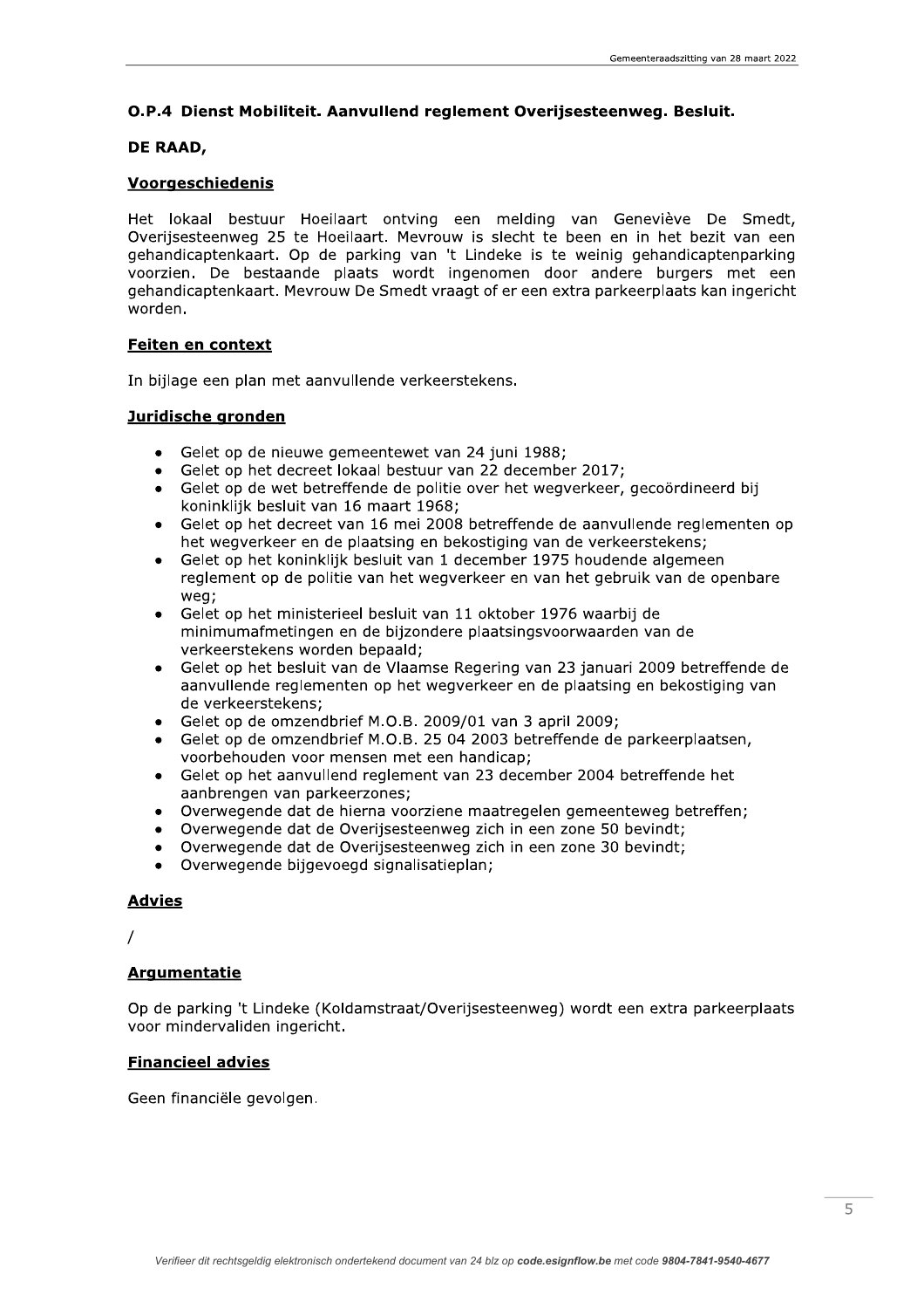### O.P.4 Dienst Mobiliteit. Aanvullend reglement Overijsesteenweg. Besluit.

**DE RAAD,**

**Voorgeschiedenis**

Het lokaal bestuur Hoeilaart ontving een melding van Geneviève De Smedt, Overijsesteenweg 25 te Hoeilaart. Mevrouw is slecht te been en in het bezit van een gehandicaptenkaart. Op de parking van 't Lindeke is te weinig gehandicaptenparking voorzien. De bestaande plaats wordt ingenomen door andere burgers met een gehandicaptenkaart. Mevrouw De Smedt vraagt of er een extra parkeerplaats kan ingericht worden.

**Feiten en context**

In bijlage een plan met aanvullende verkeerstekens.

**Juridische gronden**

- Gelet op de nieuwe gemeentewet van 24 juni 1988;
- Gelet op het decreet lokaal bestuur van 22 december 2017;
- Gelet op de wet betreffende de politie over het wegverkeer, gecoördineerd bij koninklijk besluit van 16 maart 1968;
- Gelet op het decreet van 16 mei 2008 betreffende de aanvullende reglementen op het wegverkeer en de plaatsing en bekostiging van de verkeerstekens;
- Gelet op het koninklijk besluit van 1 december 1975 houdende algemeen reglement op de politie van het wegverkeer en van het gebruik van de openbare weg;
- Gelet op het ministerieel besluit van 11 oktober 1976 waarbij de minimumafmetingen en de bijzondere plaatsingsvoorwaarden van de verkeerstekens worden bepaald;
- Gelet op het besluit van de Vlaamse Regering van 23 januari 2009 betreffende de aanvullende reglementen op het wegverkeer en de plaatsing en bekostiging van de verkeerstekens;
- Gelet op de omzendbrief M.O.B. 2009/01 van 3 april 2009;
- Gelet op de omzendbrief M.O.B. 25 04 2003 betreffende de parkeerplaatsen, voorbehouden voor mensen met een handicap;
- Gelet op het aanvullend reglement van 23 december 2004 betreffende het aanbrengen van parkeerzones;
- Overwegende dat de hierna voorziene maatregelen gemeenteweg betreffen;
- Overwegende dat de Overijsesteenweg zich in een zone 50 bevindt;
- Overwegende dat de Overijsesteenweg zich in een zone 30 bevindt;
- Overwegende bijgevoegd signalisatieplan;

**Advies**

/

**Argumentatie**

Op de parking 't Lindeke (Koldamstraat/Overijsesteenweg) wordt een extra parkeerplaats voor mindervaliden ingericht.

**Financieel advies**

Geen financiële gevolgen.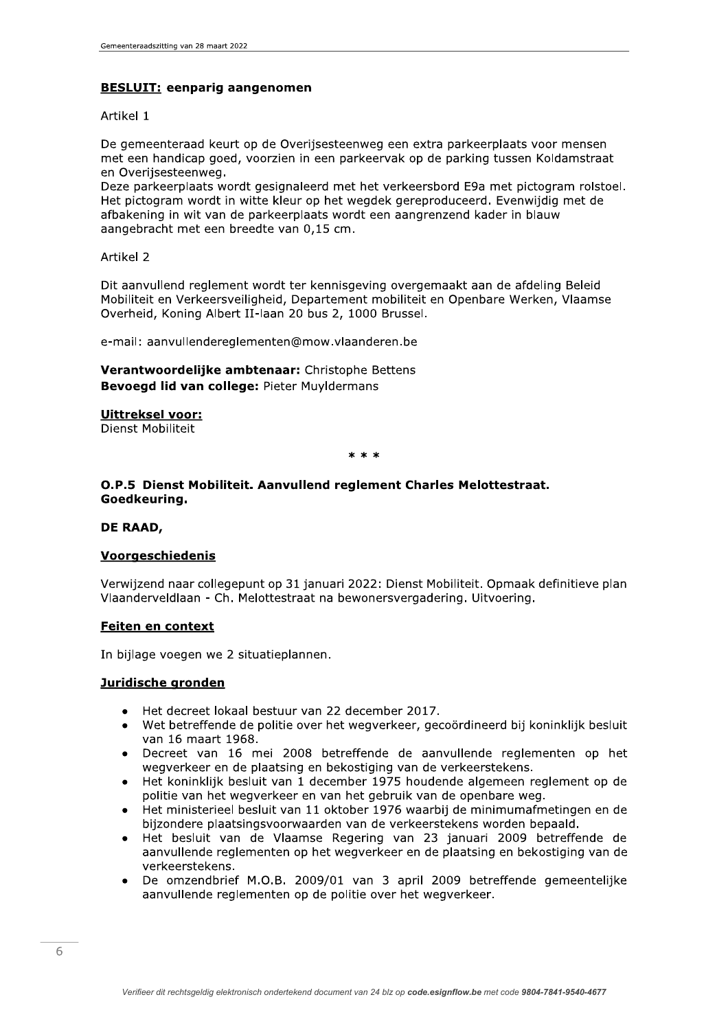**BESLUIT:** **eenparig aangenomen**

Artikel 1

De gemeenteraad keurt op de Overijsesteenweg een extra parkeerplaats voor mensen met een handicap goed, voorzien in een parkeervak op de parking tussen Koldamstraat en Overijsesteenweg.
Deze parkeerplaats wordt gesignaleerd met het verkeersbord E9a met pictogram rolstoel. Het pictogram wordt in witte kleur op het wegdek gereproduceerd. Evenwijdig met de afbakening in wit van de parkeerplaats wordt een aangrenzend kader in blauw aangebracht met een breedte van 0,15 cm.

Artikel 2

Dit aanvullend reglement wordt ter kennisgeving overgemaakt aan de afdeling Beleid Mobiliteit en Verkeersveiligheid, Departement mobiliteit en Openbare Werken, Vlaamse Overheid, Koning Albert II-laan 20 bus 2, 1000 Brussel.

e-mail: aanvullendereglementen@mow.vlaanderen.be

**Verantwoordelijke ambtenaar:** Christophe Bettens
**Bevoegd lid van college:** Pieter Muyldermans

**Uittreksel voor:**
Dienst Mobiliteit

\* \* \*

### O.P.5 Dienst Mobiliteit. Aanvullend reglement Charles Melottestraat. Goedkeuring.

**DE RAAD,**

#### Voorgeschiedenis

Verwijzend naar collegepunt op 31 januari 2022: Dienst Mobiliteit. Opmaak definitieve plan Vlaanderveldlaan - Ch. Melottestraat na bewonersvergadering. Uitvoering.

#### Feiten en context

In bijlage voegen we 2 situatieplannen.

#### Juridische gronden

- Het decreet lokaal bestuur van 22 december 2017.
- Wet betreffende de politie over het wegverkeer, gecoördineerd bij koninklijk besluit van 16 maart 1968.
- Decreet van 16 mei 2008 betreffende de aanvullende reglementen op het wegverkeer en de plaatsing en bekostiging van de verkeerstekens.
- Het koninklijk besluit van 1 december 1975 houdende algemeen reglement op de politie van het wegverkeer en van het gebruik van de openbare weg.
- Het ministerieel besluit van 11 oktober 1976 waarbij de minimumafmetingen en de bijzondere plaatsingsvoorwaarden van de verkeerstekens worden bepaald.
- Het besluit van de Vlaamse Regering van 23 januari 2009 betreffende de aanvullende reglementen op het wegverkeer en de plaatsing en bekostiging van de verkeerstekens.
- De omzendbrief M.O.B. 2009/01 van 3 april 2009 betreffende gemeentelijke aanvullende reglementen op de politie over het wegverkeer.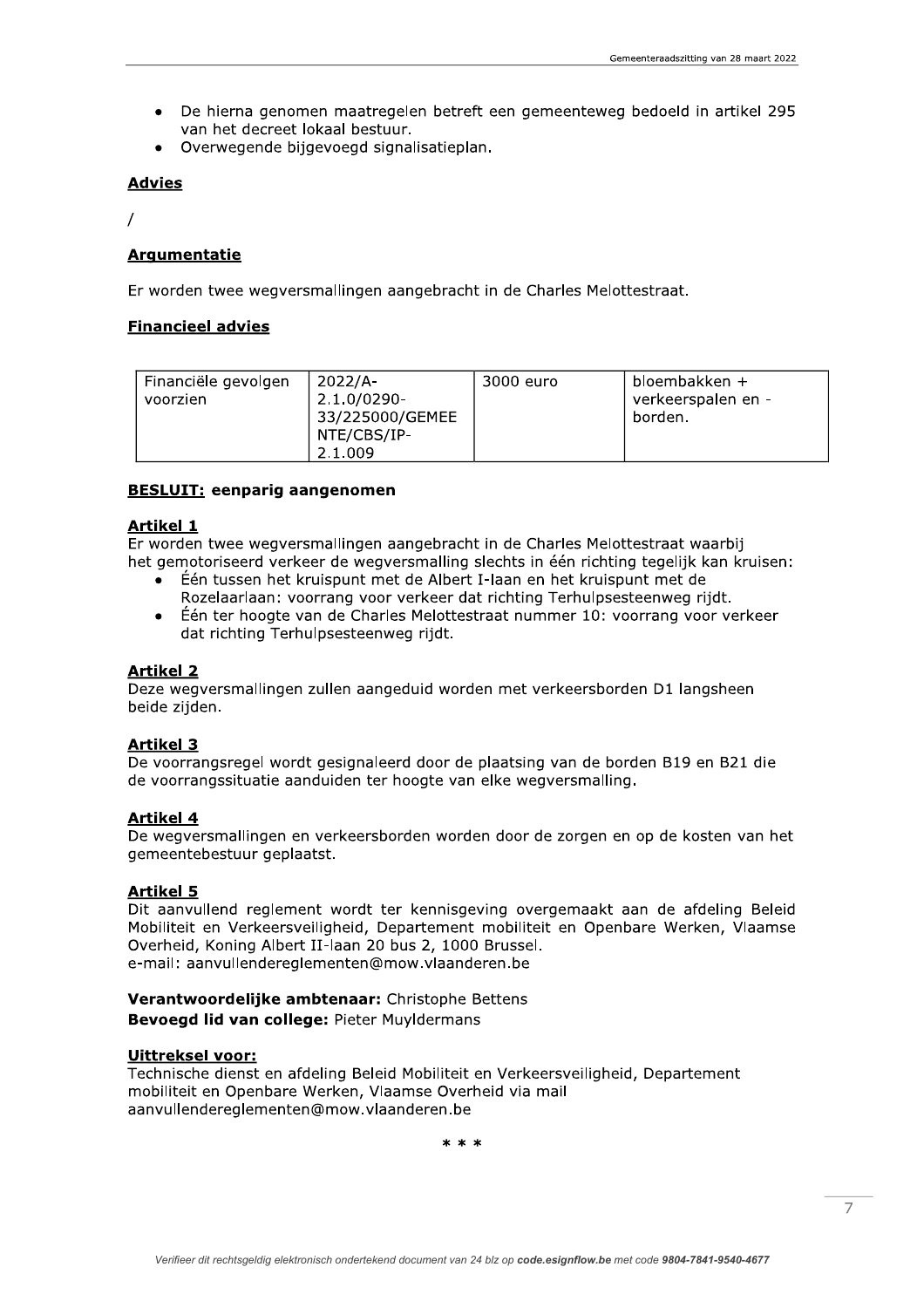- De hierna genomen maatregelen betreft een gemeenteweg bedoeld in artikel 295 van het decreet lokaal bestuur.
- Overwegende bijgevoegd signalisatieplan.

**Advies**

/

**Argumentatie**

Er worden twee wegversmallingen aangebracht in de Charles Melottestraat.

**Financieel advies**

| Financiële gevolgen voorzien | 2022/A-2.1.0/0290-33/225000/GEMEENTE/CBS/IP-2.1.009 | 3000 euro | bloembakken + verkeerspalen en -borden. |
|---|---|---|---|

**BESLUIT: eenparig aangenomen**

**Artikel 1**

Er worden twee wegversmallingen aangebracht in de Charles Melottestraat waarbij het gemotoriseerd verkeer de wegversmalling slechts in één richting tegelijk kan kruisen:

- Één tussen het kruispunt met de Albert I-laan en het kruispunt met de Rozelaarlaan: voorrang voor verkeer dat richting Terhulpsesteenweg rijdt.
- Één ter hoogte van de Charles Melottestraat nummer 10: voorrang voor verkeer dat richting Terhulpsesteenweg rijdt.

**Artikel 2**

Deze wegversmallingen zullen aangeduid worden met verkeersborden D1 langsheen beide zijden.

**Artikel 3**

De voorrangsregel wordt gesignaleerd door de plaatsing van de borden B19 en B21 die de voorrangssituatie aanduiden ter hoogte van elke wegversmalling.

**Artikel 4**

De wegversmallingen en verkeersborden worden door de zorgen en op de kosten van het gemeentebestuur geplaatst.

**Artikel 5**

Dit aanvullend reglement wordt ter kennisgeving overgemaakt aan de afdeling Beleid Mobiliteit en Verkeersveiligheid, Departement mobiliteit en Openbare Werken, Vlaamse Overheid, Koning Albert II-laan 20 bus 2, 1000 Brussel.
e-mail: aanvullendereglementen@mow.vlaanderen.be

**Verantwoordelijke ambtenaar:** Christophe Bettens
**Bevoegd lid van college:** Pieter Muyldermans

**Uittreksel voor:**

Technische dienst en afdeling Beleid Mobiliteit en Verkeersveiligheid, Departement mobiliteit en Openbare Werken, Vlaamse Overheid via mail aanvullendereglementen@mow.vlaanderen.be

\* \* \*

*Verifieer dit rechtsgeldig elektronisch ondertekend document van 24 blz op **code.esignflow.be** met code **9804-7841-9540-4677***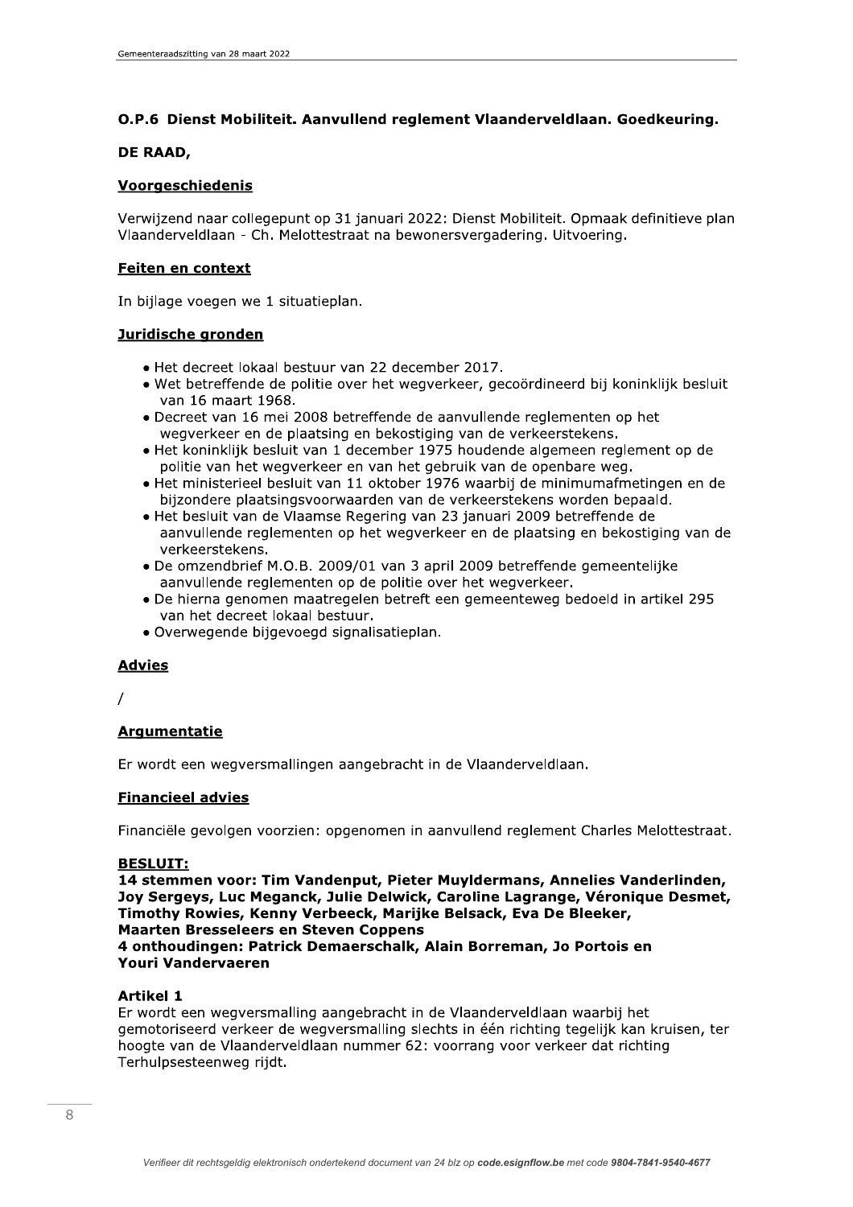## O.P.6 Dienst Mobiliteit. Aanvullend reglement Vlaanderveldlaan. Goedkeuring.

**DE RAAD,**

### Voorgeschiedenis

Verwijzend naar collegepunt op 31 januari 2022: Dienst Mobiliteit. Opmaak definitieve plan Vlaanderveldlaan - Ch. Melottestraat na bewonersvergadering. Uitvoering.

### Feiten en context

In bijlage voegen we 1 situatieplan.

### Juridische gronden

- Het decreet lokaal bestuur van 22 december 2017.
- Wet betreffende de politie over het wegverkeer, gecoördineerd bij koninklijk besluit van 16 maart 1968.
- Decreet van 16 mei 2008 betreffende de aanvullende reglementen op het wegverkeer en de plaatsing en bekostiging van de verkeerstekens.
- Het koninklijk besluit van 1 december 1975 houdende algemeen reglement op de politie van het wegverkeer en van het gebruik van de openbare weg.
- Het ministerieel besluit van 11 oktober 1976 waarbij de minimumafmetingen en de bijzondere plaatsingsvoorwaarden van de verkeerstekens worden bepaald.
- Het besluit van de Vlaamse Regering van 23 januari 2009 betreffende de aanvullende reglementen op het wegverkeer en de plaatsing en bekostiging van de verkeerstekens.
- De omzendbrief M.O.B. 2009/01 van 3 april 2009 betreffende gemeentelijke aanvullende reglementen op de politie over het wegverkeer.
- De hierna genomen maatregelen betreft een gemeenteweg bedoeld in artikel 295 van het decreet lokaal bestuur.
- Overwegende bijgevoegd signalisatieplan.

### Advies

/

### Argumentatie

Er wordt een wegversmallingen aangebracht in de Vlaanderveldlaan.

### Financieel advies

Financiële gevolgen voorzien: opgenomen in aanvullend reglement Charles Melottestraat.

### BESLUIT:

**14 stemmen voor: Tim Vandenput, Pieter Muyldermans, Annelies Vanderlinden, Joy Sergeys, Luc Meganck, Julie Delwick, Caroline Lagrange, Véronique Desmet, Timothy Rowies, Kenny Verbeeck, Marijke Belsack, Eva De Bleeker, Maarten Bresseleers en Steven Coppens**
**4 onthoudingen: Patrick Demaerschalk, Alain Borreman, Jo Portois en Youri Vandervaeren**

**Artikel 1**
Er wordt een wegversmalling aangebracht in de Vlaanderveldlaan waarbij het gemotoriseerd verkeer de wegversmalling slechts in één richting tegelijk kan kruisen, ter hoogte van de Vlaanderveldlaan nummer 62: voorrang voor verkeer dat richting Terhulpsesteenweg rijdt.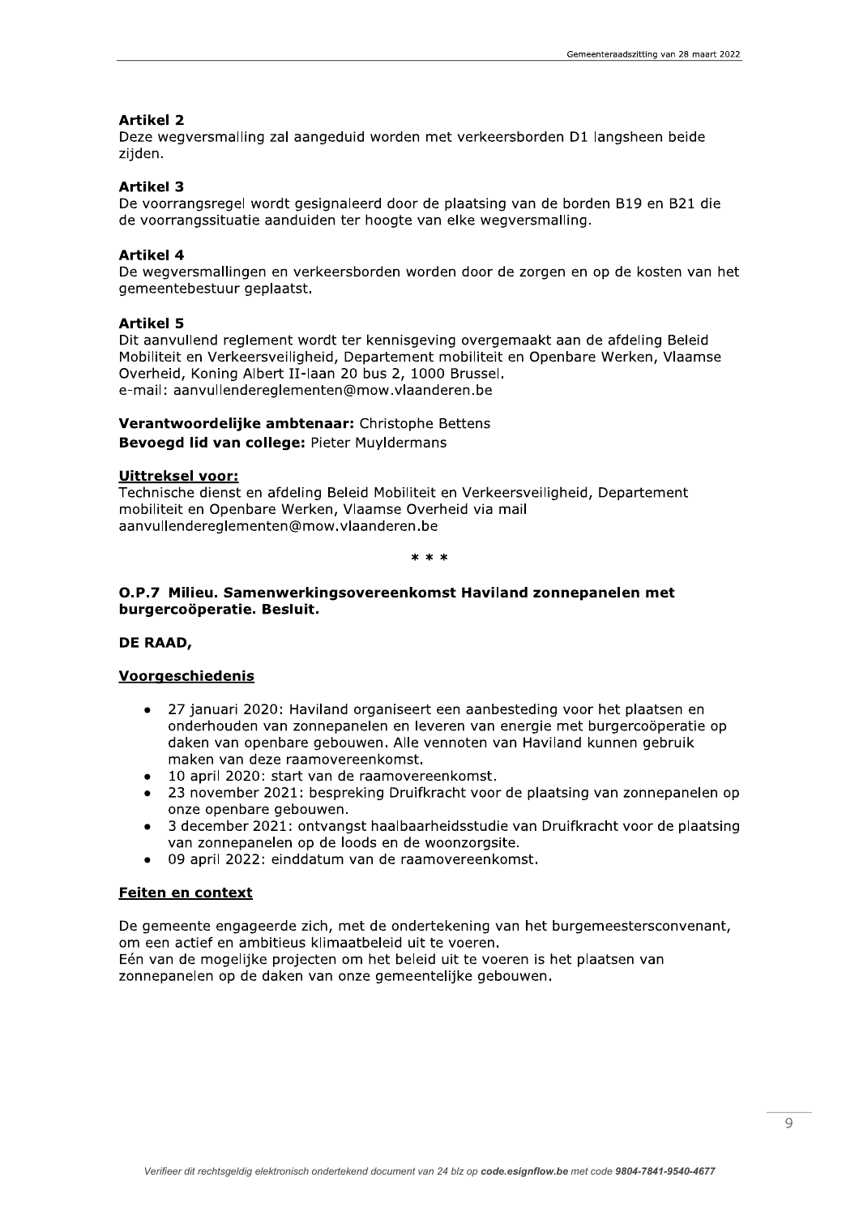**Artikel 2**

Deze wegversmalling zal aangeduid worden met verkeersborden D1 langsheen beide zijden.

**Artikel 3**

De voorrangsregel wordt gesignaleerd door de plaatsing van de borden B19 en B21 die de voorrangssituatie aanduiden ter hoogte van elke wegversmalling.

**Artikel 4**

De wegversmallingen en verkeersborden worden door de zorgen en op de kosten van het gemeentebestuur geplaatst.

**Artikel 5**

Dit aanvullend reglement wordt ter kennisgeving overgemaakt aan de afdeling Beleid Mobiliteit en Verkeersveiligheid, Departement mobiliteit en Openbare Werken, Vlaamse Overheid, Koning Albert II-laan 20 bus 2, 1000 Brussel.
e-mail: aanvullendereglementen@mow.vlaanderen.be

**Verantwoordelijke ambtenaar:** Christophe Bettens
**Bevoegd lid van college:** Pieter Muyldermans

**Uittreksel voor:**

Technische dienst en afdeling Beleid Mobiliteit en Verkeersveiligheid, Departement mobiliteit en Openbare Werken, Vlaamse Overheid via mail aanvullendereglementen@mow.vlaanderen.be

\* \* \*

**O.P.7 Milieu. Samenwerkingsovereenkomst Haviland zonnepanelen met burgercoöperatie. Besluit.**

**DE RAAD,**

**Voorgeschiedenis**

- 27 januari 2020: Haviland organiseert een aanbesteding voor het plaatsen en onderhouden van zonnepanelen en leveren van energie met burgercoöperatie op daken van openbare gebouwen. Alle vennoten van Haviland kunnen gebruik maken van deze raamovereenkomst.
- 10 april 2020: start van de raamovereenkomst.
- 23 november 2021: bespreking Druifkracht voor de plaatsing van zonnepanelen op onze openbare gebouwen.
- 3 december 2021: ontvangst haalbaarheidsstudie van Druifkracht voor de plaatsing van zonnepanelen op de loods en de woonzorgsite.
- 09 april 2022: einddatum van de raamovereenkomst.

**Feiten en context**

De gemeente engageerde zich, met de ondertekening van het burgemeestersconvenant, om een actief en ambitieus klimaatbeleid uit te voeren.
Eén van de mogelijke projecten om het beleid uit te voeren is het plaatsen van zonnepanelen op de daken van onze gemeentelijke gebouwen.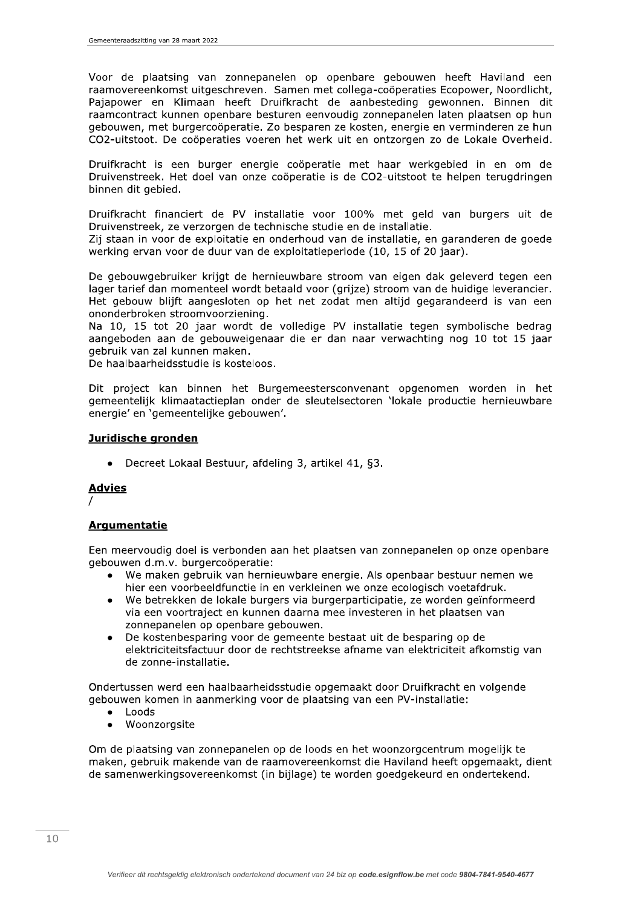Voor de plaatsing van zonnepanelen op openbare gebouwen heeft Haviland een raamovereenkomst uitgeschreven. Samen met collega-coöperaties Ecopower, Noordlicht, Pajapower en Klimaan heeft Druifkracht de aanbesteding gewonnen. Binnen dit raamcontract kunnen openbare besturen eenvoudig zonnepanelen laten plaatsen op hun gebouwen, met burgercoöperatie. Zo besparen ze kosten, energie en verminderen ze hun CO2-uitstoot. De coöperaties voeren het werk uit en ontzorgen zo de Lokale Overheid.

Druifkracht is een burger energie coöperatie met haar werkgebied in en om de Druivenstreek. Het doel van onze coöperatie is de CO2-uitstoot te helpen terugdringen binnen dit gebied.

Druifkracht financiert de PV installatie voor 100% met geld van burgers uit de Druivenstreek, ze verzorgen de technische studie en de installatie.
Zij staan in voor de exploitatie en onderhoud van de installatie, en garanderen de goede werking ervan voor de duur van de exploitatieperiode (10, 15 of 20 jaar).

De gebouwgebruiker krijgt de hernieuwbare stroom van eigen dak geleverd tegen een lager tarief dan momenteel wordt betaald voor (grijze) stroom van de huidige leverancier. Het gebouw blijft aangesloten op het net zodat men altijd gegarandeerd is van een ononderbroken stroomvoorziening.
Na 10, 15 tot 20 jaar wordt de volledige PV installatie tegen symbolische bedrag aangeboden aan de gebouweigenaar die er dan naar verwachting nog 10 tot 15 jaar gebruik van zal kunnen maken.
De haalbaarheidsstudie is kosteloos.

Dit project kan binnen het Burgemeestersconvenant opgenomen worden in het gemeentelijk klimaatactieplan onder de sleutelsectoren 'lokale productie hernieuwbare energie' en 'gemeentelijke gebouwen'.

## Juridische gronden

- Decreet Lokaal Bestuur, afdeling 3, artikel 41, §3.

## Advies

/

## Argumentatie

Een meervoudig doel is verbonden aan het plaatsen van zonnepanelen op onze openbare gebouwen d.m.v. burgercoöperatie:

- We maken gebruik van hernieuwbare energie. Als openbaar bestuur nemen we hier een voorbeeldfunctie in en verkleinen we onze ecologisch voetafdruk.
- We betrekken de lokale burgers via burgerparticipatie, ze worden geïnformeerd via een voortraject en kunnen daarna mee investeren in het plaatsen van zonnepanelen op openbare gebouwen.
- De kostenbesparing voor de gemeente bestaat uit de besparing op de elektriciteitsfactuur door de rechtstreekse afname van elektriciteit afkomstig van de zonne-installatie.

Ondertussen werd een haalbaarheidsstudie opgemaakt door Druifkracht en volgende gebouwen komen in aanmerking voor de plaatsing van een PV-installatie:

- Loods
- Woonzorgsite

Om de plaatsing van zonnepanelen op de loods en het woonzorgcentrum mogelijk te maken, gebruik makende van de raamovereenkomst die Haviland heeft opgemaakt, dient de samenwerkingsovereenkomst (in bijlage) te worden goedgekeurd en ondertekend.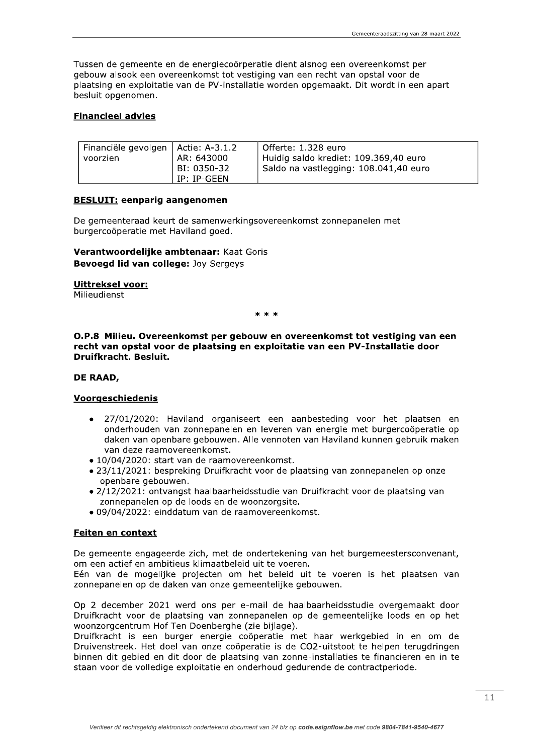Tussen de gemeente en de energiecoörperatie dient alsnog een overeenkomst per gebouw alsook een overeenkomst tot vestiging van een recht van opstal voor de plaatsing en exploitatie van de PV-installatie worden opgemaakt. Dit wordt in een apart besluit opgenomen.

**Financieel advies**

| Financiële gevolgen voorzien | Actie: A-3.1.2<br>AR: 643000<br>BI: 0350-32<br>IP: IP-GEEN | Offerte: 1.328 euro<br>Huidig saldo krediet: 109.369,40 euro<br>Saldo na vastlegging: 108.041,40 euro |
|---|---|---|

**BESLUIT: eenparig aangenomen**

De gemeenteraad keurt de samenwerkingsovereenkomst zonnepanelen met burgercoöperatie met Haviland goed.

**Verantwoordelijke ambtenaar:** Kaat Goris
**Bevoegd lid van college:** Joy Sergeys

**Uittreksel voor:**
Milieudienst

\* \* \*

**O.P.8 Milieu. Overeenkomst per gebouw en overeenkomst tot vestiging van een recht van opstal voor de plaatsing en exploitatie van een PV-Installatie door Druifkracht. Besluit.**

**DE RAAD,**

**Voorgeschiedenis**

- 27/01/2020: Haviland organiseert een aanbesteding voor het plaatsen en onderhouden van zonnepanelen en leveren van energie met burgercoöperatie op daken van openbare gebouwen. Alle vennoten van Haviland kunnen gebruik maken van deze raamovereenkomst.
- 10/04/2020: start van de raamovereenkomst.
- 23/11/2021: bespreking Druifkracht voor de plaatsing van zonnepanelen op onze openbare gebouwen.
- 2/12/2021: ontvangst haalbaarheidsstudie van Druifkracht voor de plaatsing van zonnepanelen op de loods en de woonzorgsite.
- 09/04/2022: einddatum van de raamovereenkomst.

**Feiten en context**

De gemeente engageerde zich, met de ondertekening van het burgemeestersconvenant, om een actief en ambitieus klimaatbeleid uit te voeren.
Eén van de mogelijke projecten om het beleid uit te voeren is het plaatsen van zonnepanelen op de daken van onze gemeentelijke gebouwen.

Op 2 december 2021 werd ons per e-mail de haalbaarheidsstudie overgemaakt door Druifkracht voor de plaatsing van zonnepanelen op de gemeentelijke loods en op het woonzorgcentrum Hof Ten Doenberghe (zie bijlage).
Druifkracht is een burger energie coöperatie met haar werkgebied in en om de Druivenstreek. Het doel van onze coöperatie is de $CO_2$-uitstoot te helpen terugdringen binnen dit gebied en dit door de plaatsing van zonne-installaties te financieren en in te staan voor de volledige exploitatie en onderhoud gedurende de contractperiode.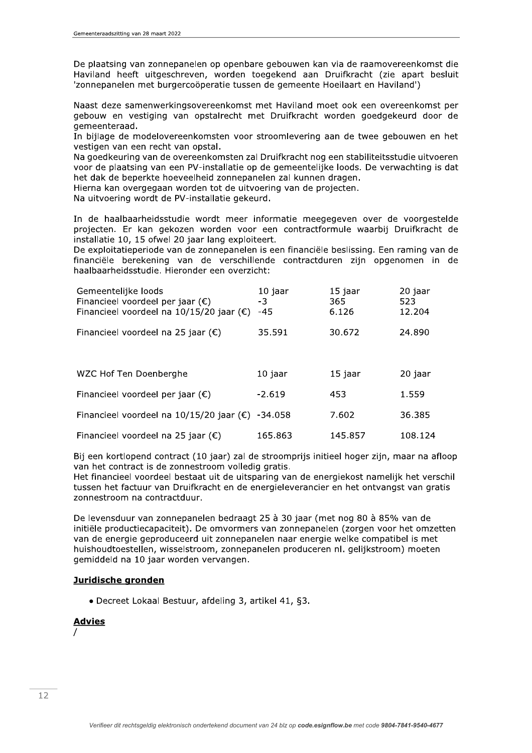De plaatsing van zonnepanelen op openbare gebouwen kan via de raamovereenkomst die Haviland heeft uitgeschreven, worden toegekend aan Druifkracht (zie apart besluit 'zonnepanelen met burgercoöperatie tussen de gemeente Hoeilaart en Haviland')

Naast deze samenwerkingsovereenkomst met Haviland moet ook een overeenkomst per gebouw en vestiging van opstalrecht met Druifkracht worden goedgekeurd door de gemeenteraad.
In bijlage de modelovereenkomsten voor stroomlevering aan de twee gebouwen en het vestigen van een recht van opstal.
Na goedkeuring van de overeenkomsten zal Druifkracht nog een stabiliteitsstudie uitvoeren voor de plaatsing van een PV-installatie op de gemeentelijke loods. De verwachting is dat het dak de beperkte hoeveelheid zonnepanelen zal kunnen dragen.
Hierna kan overgegaan worden tot de uitvoering van de projecten.
Na uitvoering wordt de PV-installatie gekeurd.

In de haalbaarheidsstudie wordt meer informatie meegegeven over de voorgestelde projecten. Er kan gekozen worden voor een contractformule waarbij Druifkracht de installatie 10, 15 ofwel 20 jaar lang exploiteert.
De exploitatieperiode van de zonnepanelen is een financiële beslissing. Een raming van de financiële berekening van de verschillende contractduren zijn opgenomen in de haalbaarheidsstudie. Hieronder een overzicht:

| Gemeentelijke loods | 10 jaar | 15 jaar | 20 jaar |
|---|---|---|---|
| Financieel voordeel per jaar (€) | -3 | 365 | 523 |
| Financieel voordeel na 10/15/20 jaar (€) | -45 | 6.126 | 12.204 |
| Financieel voordeel na 25 jaar (€) | 35.591 | 30.672 | 24.890 |

| WZC Hof Ten Doenberghe | 10 jaar | 15 jaar | 20 jaar |
|---|---|---|---|
| Financieel voordeel per jaar (€) | -2.619 | 453 | 1.559 |
| Financieel voordeel na 10/15/20 jaar (€) | -34.058 | 7.602 | 36.385 |
| Financieel voordeel na 25 jaar (€) | 165.863 | 145.857 | 108.124 |

Bij een kortlopend contract (10 jaar) zal de stroomprijs initieel hoger zijn, maar na afloop van het contract is de zonnestroom volledig gratis.
Het financieel voordeel bestaat uit de uitsparing van de energiekost namelijk het verschil tussen het factuur van Druifkracht en de energieleverancier en het ontvangst van gratis zonnestroom na contractduur.

De levensduur van zonnepanelen bedraagt 25 à 30 jaar (met nog 80 à 85% van de initiële productiecapaciteit). De omvormers van zonnepanelen (zorgen voor het omzetten van de energie geproduceerd uit zonnepanelen naar energie welke compatibel is met huishoudtoestellen, wisselstroom, zonnepanelen produceren nl. gelijkstroom) moeten gemiddeld na 10 jaar worden vervangen.

## Juridische gronden

- Decreet Lokaal Bestuur, afdeling 3, artikel 41, §3.

## Advies

/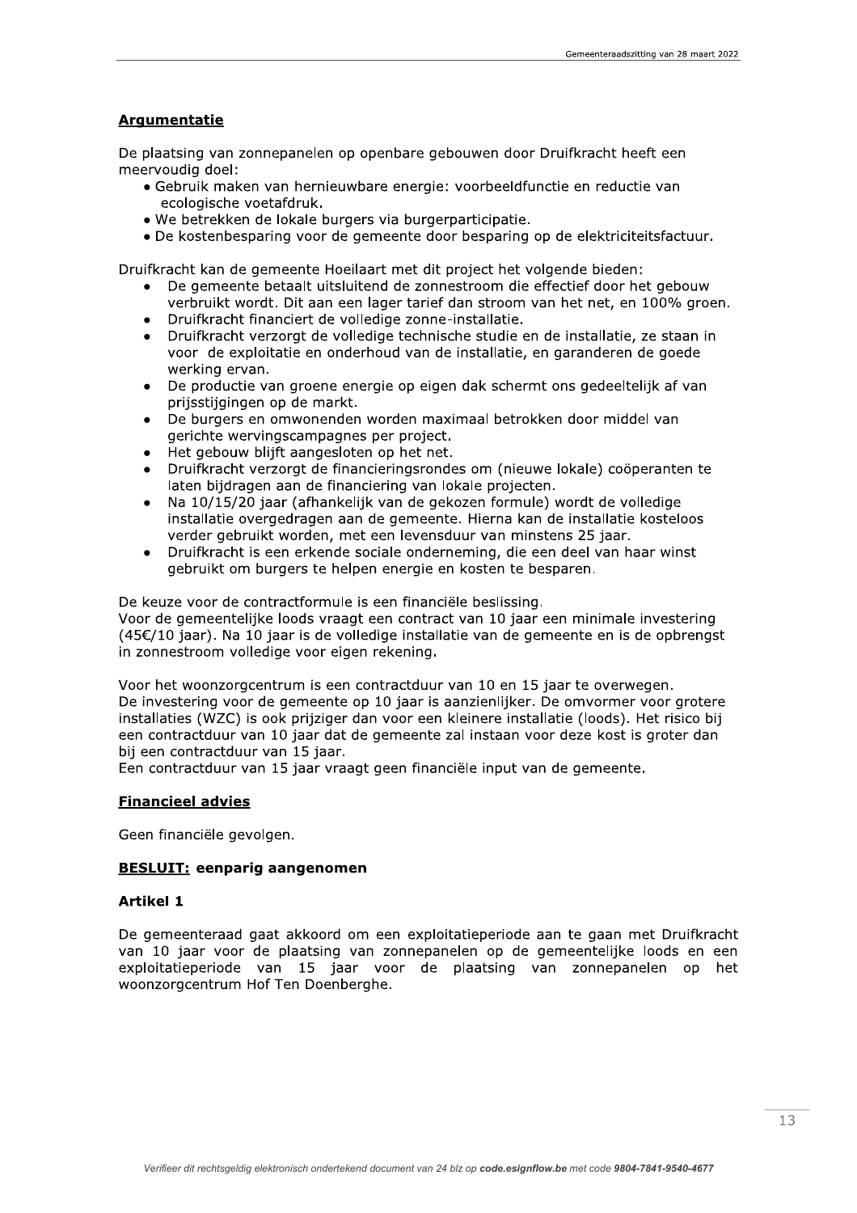**Argumentatie**

De plaatsing van zonnepanelen op openbare gebouwen door Druifkracht heeft een meervoudig doel:

- Gebruik maken van hernieuwbare energie: voorbeeldfunctie en reductie van ecologische voetafdruk.
- We betrekken de lokale burgers via burgerparticipatie.
- De kostenbesparing voor de gemeente door besparing op de elektriciteitsfactuur.

Druifkracht kan de gemeente Hoeilaart met dit project het volgende bieden:

- De gemeente betaalt uitsluitend de zonnestroom die effectief door het gebouw verbruikt wordt. Dit aan een lager tarief dan stroom van het net, en 100% groen.
- Druifkracht financiert de volledige zonne-installatie.
- Druifkracht verzorgt de volledige technische studie en de installatie, ze staan in voor de exploitatie en onderhoud van de installatie, en garanderen de goede werking ervan.
- De productie van groene energie op eigen dak schermt ons gedeeltelijk af van prijsstijgingen op de markt.
- De burgers en omwonenden worden maximaal betrokken door middel van gerichte wervingscampagnes per project.
- Het gebouw blijft aangesloten op het net.
- Druifkracht verzorgt de financieringsrondes om (nieuwe lokale) coöperanten te laten bijdragen aan de financiering van lokale projecten.
- Na 10/15/20 jaar (afhankelijk van de gekozen formule) wordt de volledige installatie overgedragen aan de gemeente. Hierna kan de installatie kosteloos verder gebruikt worden, met een levensduur van minstens 25 jaar.
- Druifkracht is een erkende sociale onderneming, die een deel van haar winst gebruikt om burgers te helpen energie en kosten te besparen.

De keuze voor de contractformule is een financiële beslissing.
Voor de gemeentelijke loods vraagt een contract van 10 jaar een minimale investering (45€/10 jaar). Na 10 jaar is de volledige installatie van de gemeente en is de opbrengst in zonnestroom volledige voor eigen rekening.

Voor het woonzorgcentrum is een contractduur van 10 en 15 jaar te overwegen.
De investering voor de gemeente op 10 jaar is aanzienlijker. De omvormer voor grotere installaties (WZC) is ook prijziger dan voor een kleinere installatie (loods). Het risico bij een contractduur van 10 jaar dat de gemeente zal instaan voor deze kost is groter dan bij een contractduur van 15 jaar.
Een contractduur van 15 jaar vraagt geen financiële input van de gemeente.

**Financieel advies**

Geen financiële gevolgen.

**BESLUIT: eenparig aangenomen**

**Artikel 1**

De gemeenteraad gaat akkoord om een exploitatieperiode aan te gaan met Druifkracht van 10 jaar voor de plaatsing van zonnepanelen op de gemeentelijke loods en een exploitatieperiode van 15 jaar voor de plaatsing van zonnepanelen op het woonzorgcentrum Hof Ten Doenberghe.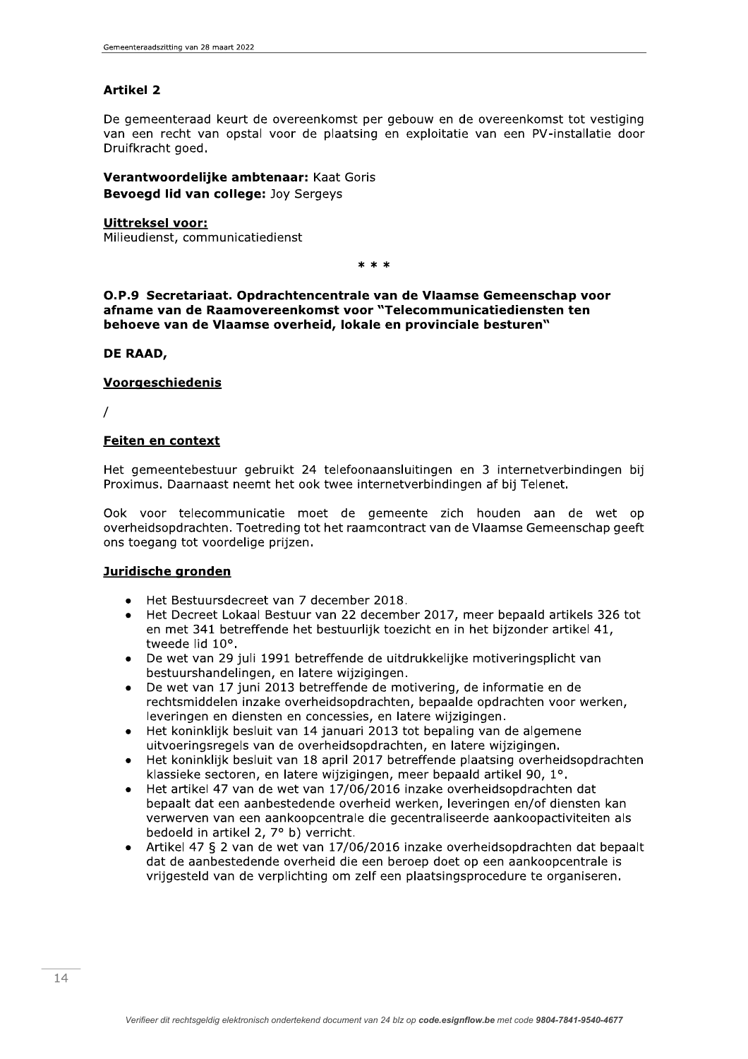## Artikel 2

De gemeenteraad keurt de overeenkomst per gebouw en de overeenkomst tot vestiging van een recht van opstal voor de plaatsing en exploitatie van een PV-installatie door Druifkracht goed.

**Verantwoordelijke ambtenaar:** Kaat Goris
**Bevoegd lid van college:** Joy Sergeys

**Uittreksel voor:**
Milieudienst, communicatiedienst

* * *

## O.P.9 Secretariaat. Opdrachtencentrale van de Vlaamse Gemeenschap voor afname van de Raamovereenkomst voor "Telecommunicatiediensten ten behoeve van de Vlaamse overheid, lokale en provinciale besturen"

**DE RAAD,**

### Voorgeschiedenis

/

### Feiten en context

Het gemeentebestuur gebruikt 24 telefoonaansluitingen en 3 internetverbindingen bij Proximus. Daarnaast neemt het ook twee internetverbindingen af bij Telenet.

Ook voor telecommunicatie moet de gemeente zich houden aan de wet op overheidsopdrachten. Toetreding tot het raamcontract van de Vlaamse Gemeenschap geeft ons toegang tot voordelige prijzen.

### Juridische gronden

- Het Bestuursdecreet van 7 december 2018.
- Het Decreet Lokaal Bestuur van 22 december 2017, meer bepaald artikels 326 tot en met 341 betreffende het bestuurlijk toezicht en in het bijzonder artikel 41, tweede lid 10°.
- De wet van 29 juli 1991 betreffende de uitdrukkelijke motiveringsplicht van bestuurshandelingen, en latere wijzigingen.
- De wet van 17 juni 2013 betreffende de motivering, de informatie en de rechtsmiddelen inzake overheidsopdrachten, bepaalde opdrachten voor werken, leveringen en diensten en concessies, en latere wijzigingen.
- Het koninklijk besluit van 14 januari 2013 tot bepaling van de algemene uitvoeringsregels van de overheidsopdrachten, en latere wijzigingen.
- Het koninklijk besluit van 18 april 2017 betreffende plaatsing overheidsopdrachten klassieke sectoren, en latere wijzigingen, meer bepaald artikel 90, 1°.
- Het artikel 47 van de wet van 17/06/2016 inzake overheidsopdrachten dat bepaalt dat een aanbestedende overheid werken, leveringen en/of diensten kan verwerven van een aankoopcentrale die gecentraliseerde aankoopactiviteiten als bedoeld in artikel 2, 7° b) verricht.
- Artikel 47 § 2 van de wet van 17/06/2016 inzake overheidsopdrachten dat bepaalt dat de aanbestedende overheid die een beroep doet op een aankoopcentrale is vrijgesteld van de verplichting om zelf een plaatsingsprocedure te organiseren.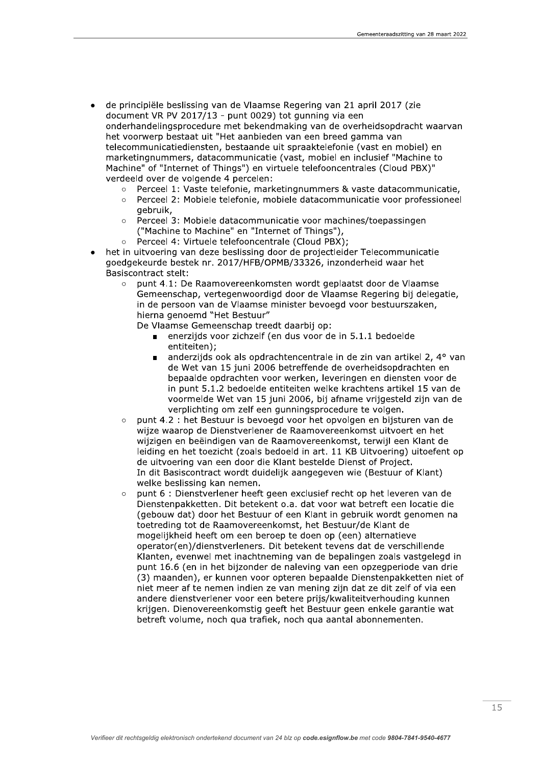- de principiële beslissing van de Vlaamse Regering van 21 april 2017 (zie document VR PV 2017/13 - punt 0029) tot gunning via een onderhandelingsprocedure met bekendmaking van de overheidsopdracht waarvan het voorwerp bestaat uit "Het aanbieden van een breed gamma van telecommunicatiediensten, bestaande uit spraaktelefonie (vast en mobiel) en marketingnummers, datacommunicatie (vast, mobiel en inclusief "Machine to Machine" of "Internet of Things") en virtuele telefooncentrales (Cloud PBX)" verdeeld over de volgende 4 percelen:
  - Perceel 1: Vaste telefonie, marketingnummers & vaste datacommunicatie,
  - Perceel 2: Mobiele telefonie, mobiele datacommunicatie voor professioneel gebruik,
  - Perceel 3: Mobiele datacommunicatie voor machines/toepassingen ("Machine to Machine" en "Internet of Things"),
  - Perceel 4: Virtuele telefooncentrale (Cloud PBX);
- het in uitvoering van deze beslissing door de projectleider Telecommunicatie goedgekeurde bestek nr. 2017/HFB/OPMB/33326, inzonderheid waar het Basiscontract stelt:
  - punt 4.1: De Raamovereenkomsten wordt geplaatst door de Vlaamse Gemeenschap, vertegenwoordigd door de Vlaamse Regering bij delegatie, in de persoon van de Vlaamse minister bevoegd voor bestuurszaken, hierna genoemd "Het Bestuur"
    De Vlaamse Gemeenschap treedt daarbij op:
    - enerzijds voor zichzelf (en dus voor de in 5.1.1 bedoelde entiteiten);
    - anderzijds ook als opdrachtencentrale in de zin van artikel 2, 4° van de Wet van 15 juni 2006 betreffende de overheidsopdrachten en bepaalde opdrachten voor werken, leveringen en diensten voor de in punt 5.1.2 bedoelde entiteiten welke krachtens artikel 15 van de voormelde Wet van 15 juni 2006, bij afname vrijgesteld zijn van de verplichting om zelf een gunningsprocedure te volgen.
  - punt 4.2 : het Bestuur is bevoegd voor het opvolgen en bijsturen van de wijze waarop de Dienstverlener de Raamovereenkomst uitvoert en het wijzigen en beëindigen van de Raamovereenkomst, terwijl een Klant de leiding en het toezicht (zoals bedoeld in art. 11 KB Uitvoering) uitoefent op de uitvoering van een door die Klant bestelde Dienst of Project.
    In dit Basiscontract wordt duidelijk aangegeven wie (Bestuur of Klant) welke beslissing kan nemen.
  - punt 6 : Dienstverlener heeft geen exclusief recht op het leveren van de Dienstenpakketten. Dit betekent o.a. dat voor wat betreft een locatie die (gebouw dat) door het Bestuur of een Klant in gebruik wordt genomen na toetreding tot de Raamovereenkomst, het Bestuur/de Klant de mogelijkheid heeft om een beroep te doen op (een) alternatieve operator(en)/dienstverleners. Dit betekent tevens dat de verschillende Klanten, evenwel met inachtneming van de bepalingen zoals vastgelegd in punt 16.6 (en in het bijzonder de naleving van een opzegperiode van drie (3) maanden), er kunnen voor opteren bepaalde Dienstenpakketten niet of niet meer af te nemen indien ze van mening zijn dat ze dit zelf of via een andere dienstverlener voor een betere prijs/kwaliteitverhouding kunnen krijgen. Dienovereenkomstig geeft het Bestuur geen enkele garantie wat betreft volume, noch qua trafiek, noch qua aantal abonnementen.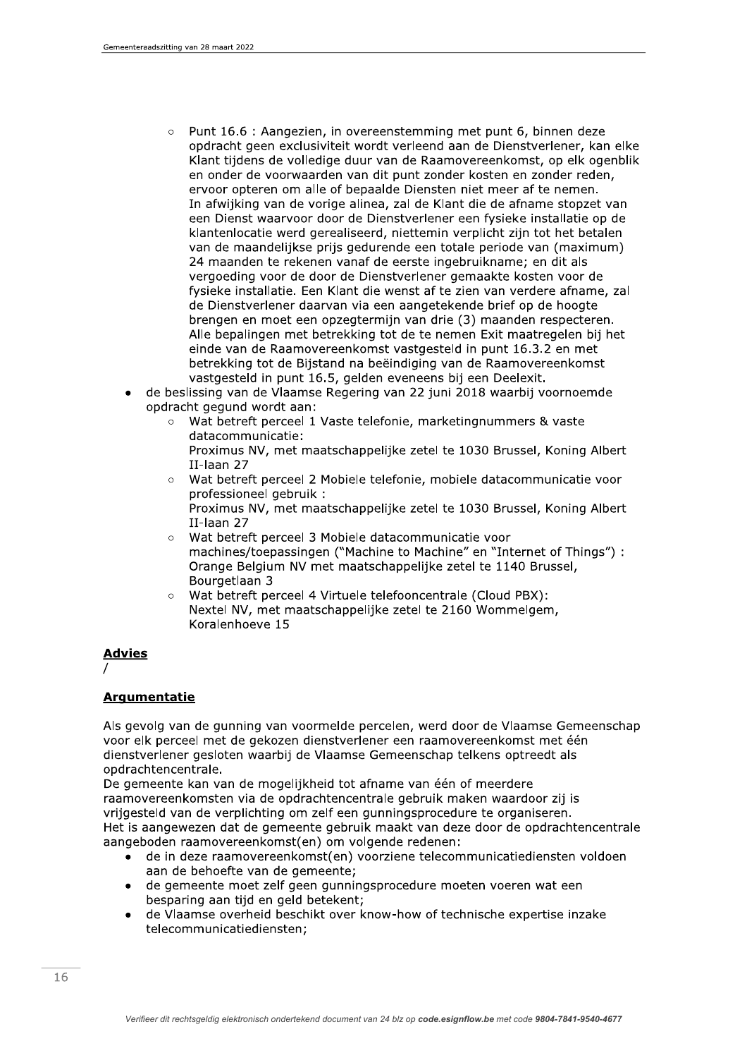- Punt 16.6 : Aangezien, in overeenstemming met punt 6, binnen deze opdracht geen exclusiviteit wordt verleend aan de Dienstverlener, kan elke Klant tijdens de volledige duur van de Raamovereenkomst, op elk ogenblik en onder de voorwaarden van dit punt zonder kosten en zonder reden, ervoor opteren om alle of bepaalde Diensten niet meer af te nemen. In afwijking van de vorige alinea, zal de Klant die de afname stopzet van een Dienst waarvoor door de Dienstverlener een fysieke installatie op de klantenlocatie werd gerealiseerd, niettemin verplicht zijn tot het betalen van de maandelijkse prijs gedurende een totale periode van (maximum) 24 maanden te rekenen vanaf de eerste ingebruikname; en dit als vergoeding voor de door de Dienstverlener gemaakte kosten voor de fysieke installatie. Een Klant die wenst af te zien van verdere afname, zal de Dienstverlener daarvan via een aangetekende brief op de hoogte brengen en moet een opzegtermijn van drie (3) maanden respecteren. Alle bepalingen met betrekking tot de te nemen Exit maatregelen bij het einde van de Raamovereenkomst vastgesteld in punt 16.3.2 en met betrekking tot de Bijstand na beëindiging van de Raamovereenkomst vastgesteld in punt 16.5, gelden eveneens bij een Deelexit.
- de beslissing van de Vlaamse Regering van 22 juni 2018 waarbij voornoemde opdracht gegund wordt aan:
    - Wat betreft perceel 1 Vaste telefonie, marketingnummers & vaste datacommunicatie:
      Proximus NV, met maatschappelijke zetel te 1030 Brussel, Koning Albert II-laan 27
    - Wat betreft perceel 2 Mobiele telefonie, mobiele datacommunicatie voor professioneel gebruik :
      Proximus NV, met maatschappelijke zetel te 1030 Brussel, Koning Albert II-laan 27
    - Wat betreft perceel 3 Mobiele datacommunicatie voor machines/toepassingen ("Machine to Machine" en "Internet of Things") :
      Orange Belgium NV met maatschappelijke zetel te 1140 Brussel, Bourgetlaan 3
    - Wat betreft perceel 4 Virtuele telefooncentrale (Cloud PBX):
      Nextel NV, met maatschappelijke zetel te 2160 Wommelgem, Koralenhoeve 15

**Advies**

/

**Argumentatie**

Als gevolg van de gunning van voormelde percelen, werd door de Vlaamse Gemeenschap voor elk perceel met de gekozen dienstverlener een raamovereenkomst met één dienstverlener gesloten waarbij de Vlaamse Gemeenschap telkens optreedt als opdrachtencentrale.

De gemeente kan van de mogelijkheid tot afname van één of meerdere raamovereenkomsten via de opdrachtencentrale gebruik maken waardoor zij is vrijgesteld van de verplichting om zelf een gunningsprocedure te organiseren.

Het is aangewezen dat de gemeente gebruik maakt van deze door de opdrachtencentrale aangeboden raamovereenkomst(en) om volgende redenen:

- de in deze raamovereenkomst(en) voorziene telecommunicatiediensten voldoen aan de behoefte van de gemeente;
- de gemeente moet zelf geen gunningsprocedure moeten voeren wat een besparing aan tijd en geld betekent;
- de Vlaamse overheid beschikt over know-how of technische expertise inzake telecommunicatiediensten;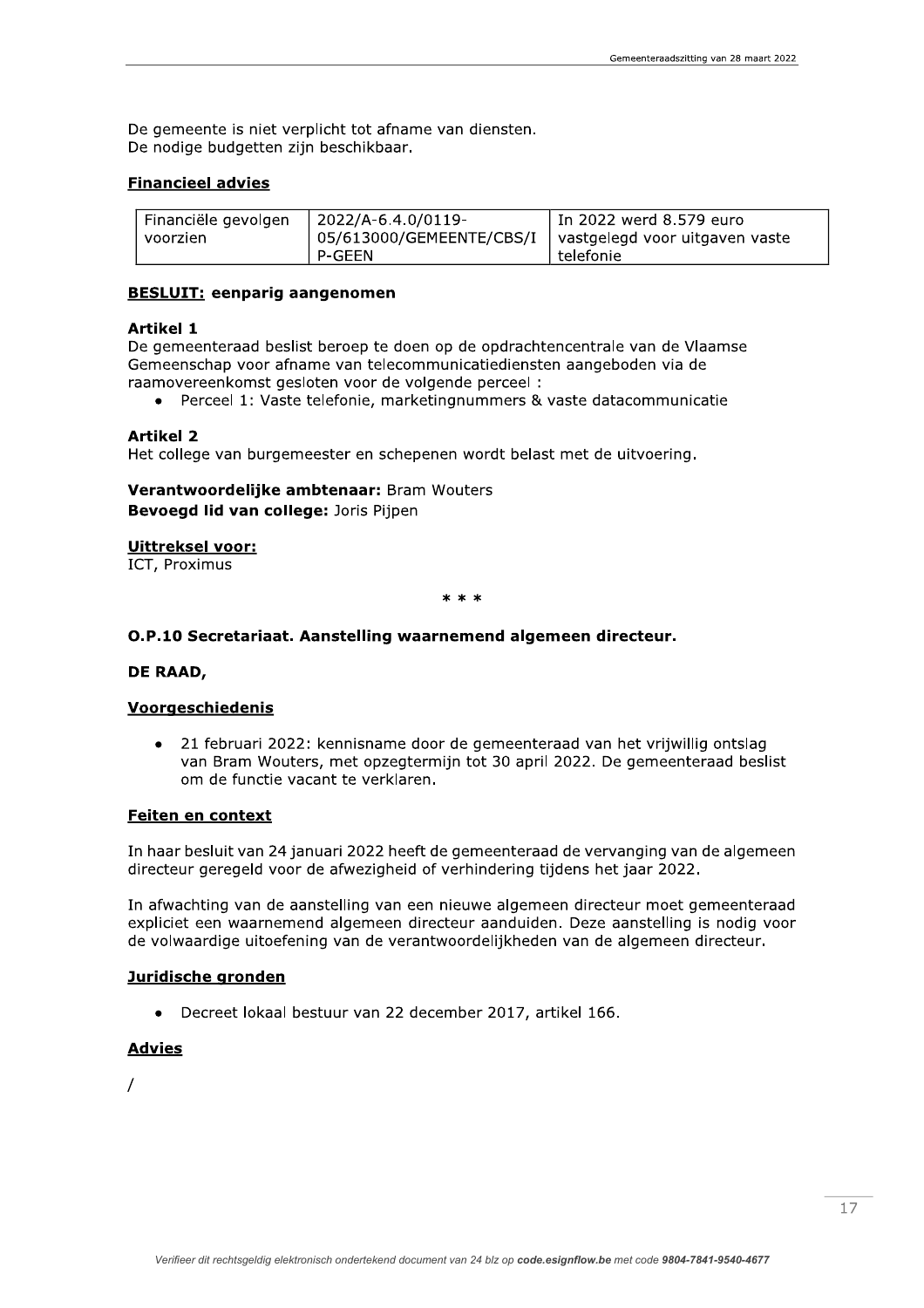De gemeente is niet verplicht tot afname van diensten.
De nodige budgetten zijn beschikbaar.

**Financieel advies**

| Financiële gevolgen voorzien | 2022/A-6.4.0/0119-05/613000/GEMEENTE/CBS/IP-GEEN | In 2022 werd 8.579 euro vastgelegd voor uitgaven vaste telefonie |
|---|---|---|

**BESLUIT: eenparig aangenomen**

**Artikel 1**
De gemeenteraad beslist beroep te doen op de opdrachtencentrale van de Vlaamse Gemeenschap voor afname van telecommunicatiediensten aangeboden via de raamovereenkomst gesloten voor de volgende perceel :

- Perceel 1: Vaste telefonie, marketingnummers & vaste datacommunicatie

**Artikel 2**
Het college van burgemeester en schepenen wordt belast met de uitvoering.

**Verantwoordelijke ambtenaar:** Bram Wouters
**Bevoegd lid van college:** Joris Pijpen

**Uittreksel voor:**
ICT, Proximus

\* \* \*

**O.P.10 Secretariaat. Aanstelling waarnemend algemeen directeur.**

**DE RAAD,**

**Voorgeschiedenis**

- 21 februari 2022: kennisname door de gemeenteraad van het vrijwillig ontslag van Bram Wouters, met opzegtermijn tot 30 april 2022. De gemeenteraad beslist om de functie vacant te verklaren.

**Feiten en context**

In haar besluit van 24 januari 2022 heeft de gemeenteraad de vervanging van de algemeen directeur geregeld voor de afwezigheid of verhindering tijdens het jaar 2022.

In afwachting van de aanstelling van een nieuwe algemeen directeur moet gemeenteraad expliciet een waarnemend algemeen directeur aanduiden. Deze aanstelling is nodig voor de volwaardige uitoefening van de verantwoordelijkheden van de algemeen directeur.

**Juridische gronden**

- Decreet lokaal bestuur van 22 december 2017, artikel 166.

**Advies**

/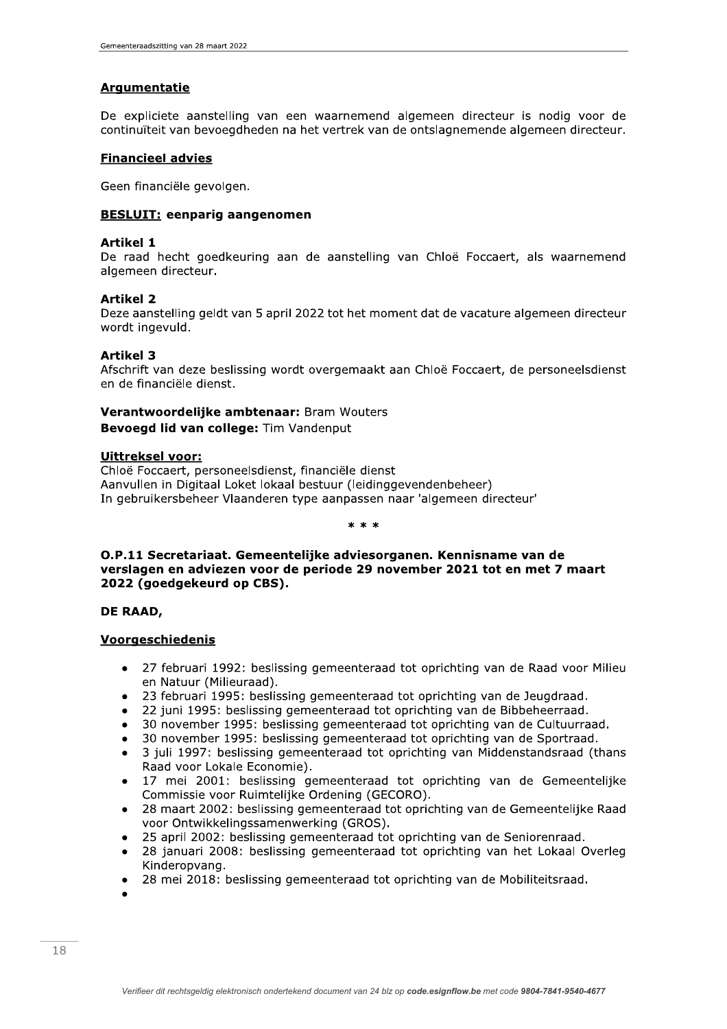**Argumentatie**

De expliciete aanstelling van een waarnemend algemeen directeur is nodig voor de continuïteit van bevoegdheden na het vertrek van de ontslagnemende algemeen directeur.

**Financieel advies**

Geen financiële gevolgen.

**BESLUIT: eenparig aangenomen**

**Artikel 1**
De raad hecht goedkeuring aan de aanstelling van Chloë Foccaert, als waarnemend algemeen directeur.

**Artikel 2**
Deze aanstelling geldt van 5 april 2022 tot het moment dat de vacature algemeen directeur wordt ingevuld.

**Artikel 3**
Afschrift van deze beslissing wordt overgemaakt aan Chloë Foccaert, de personeelsdienst en de financiële dienst.

**Verantwoordelijke ambtenaar:** Bram Wouters
**Bevoegd lid van college:** Tim Vandenput

**Uittreksel voor:**
Chloë Foccaert, personeelsdienst, financiële dienst
Aanvullen in Digitaal Loket lokaal bestuur (leidinggevendenbeheer)
In gebruikersbeheer Vlaanderen type aanpassen naar 'algemeen directeur'

\* \* \*

**O.P.11 Secretariaat. Gemeentelijke adviesorganen. Kennisname van de verslagen en adviezen voor de periode 29 november 2021 tot en met 7 maart 2022 (goedgekeurd op CBS).**

**DE RAAD,**

**Voorgeschiedenis**

- 27 februari 1992: beslissing gemeenteraad tot oprichting van de Raad voor Milieu en Natuur (Milieuraad).
- 23 februari 1995: beslissing gemeenteraad tot oprichting van de Jeugdraad.
- 22 juni 1995: beslissing gemeenteraad tot oprichting van de Bibbeheerraad.
- 30 november 1995: beslissing gemeenteraad tot oprichting van de Cultuurraad.
- 30 november 1995: beslissing gemeenteraad tot oprichting van de Sportraad.
- 3 juli 1997: beslissing gemeenteraad tot oprichting van Middenstandsraad (thans Raad voor Lokale Economie).
- 17 mei 2001: beslissing gemeenteraad tot oprichting van de Gemeentelijke Commissie voor Ruimtelijke Ordening (GECORO).
- 28 maart 2002: beslissing gemeenteraad tot oprichting van de Gemeentelijke Raad voor Ontwikkelingssamenwerking (GROS).
- 25 april 2002: beslissing gemeenteraad tot oprichting van de Seniorenraad.
- 28 januari 2008: beslissing gemeenteraad tot oprichting van het Lokaal Overleg Kinderopvang.
- 28 mei 2018: beslissing gemeenteraad tot oprichting van de Mobiliteitsraad.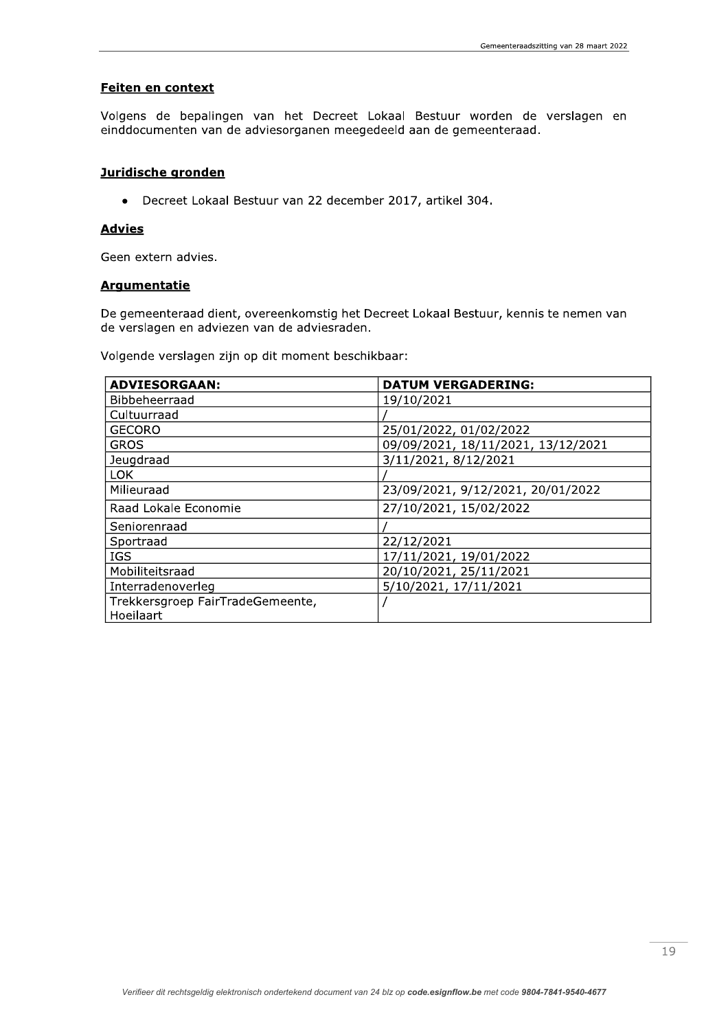## Feiten en context

Volgens de bepalingen van het Decreet Lokaal Bestuur worden de verslagen en einddocumenten van de adviesorganen meegedeeld aan de gemeenteraad.

## Juridische gronden

- Decreet Lokaal Bestuur van 22 december 2017, artikel 304.

## Advies

Geen extern advies.

## Argumentatie

De gemeenteraad dient, overeenkomstig het Decreet Lokaal Bestuur, kennis te nemen van de verslagen en adviezen van de adviesraden.

Volgende verslagen zijn op dit moment beschikbaar:

| ADVIESORGAAN: | DATUM VERGADERING: |
|---|---|
| Bibbeheerraad | 19/10/2021 |
| Cultuurraad | / |
| GECORO | 25/01/2022, 01/02/2022 |
| GROS | 09/09/2021, 18/11/2021, 13/12/2021 |
| Jeugdraad | 3/11/2021, 8/12/2021 |
| LOK | / |
| Milieuraad | 23/09/2021, 9/12/2021, 20/01/2022 |
| Raad Lokale Economie | 27/10/2021, 15/02/2022 |
| Seniorenraad | / |
| Sportraad | 22/12/2021 |
| IGS | 17/11/2021, 19/01/2022 |
| Mobiliteitsraad | 20/10/2021, 25/11/2021 |
| Interradenoverleg | 5/10/2021, 17/11/2021 |
| Trekkersgroep FairTradeGemeente, Hoeilaart | / |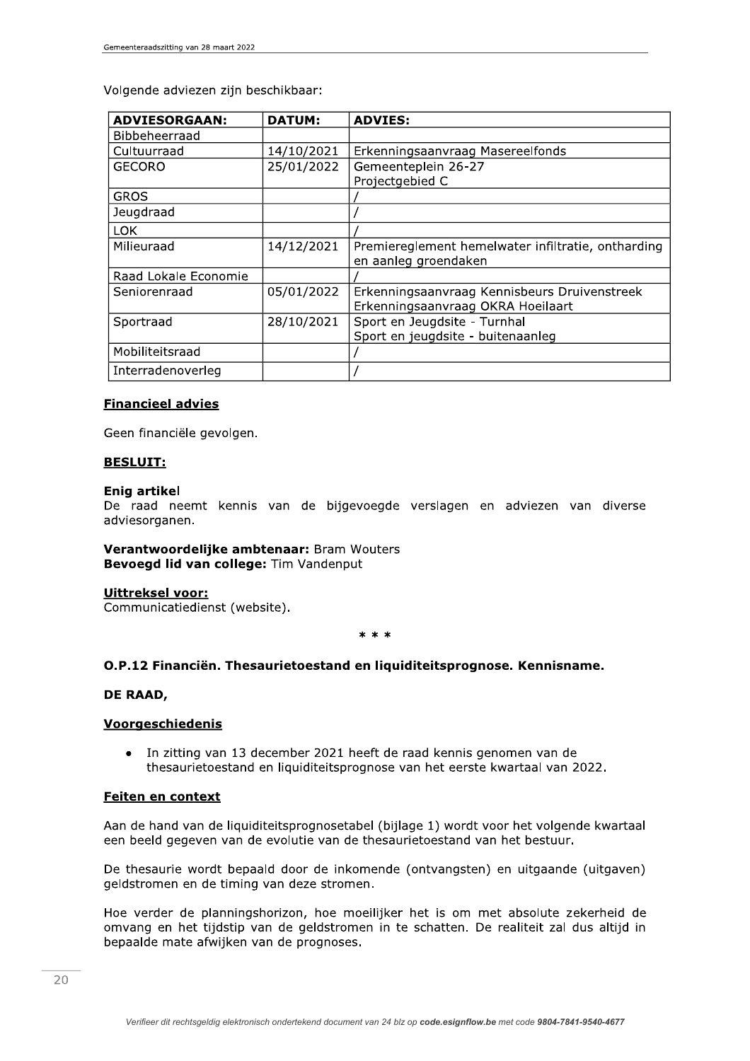Volgende adviezen zijn beschikbaar:

| **ADVIESORGAAN:** | **DATUM:** | **ADVIES:** |
| --- | --- | --- |
| Bibbeheerraad | | |
| Cultuurraad | 14/10/2021 | Erkenningsaanvraag Masereelfonds |
| GECORO | 25/01/2022 | Gemeenteplein 26-27<br>Projectgebied C |
| GROS | | / |
| Jeugdraad | | / |
| LOK | | / |
| Milieuraad | 14/12/2021 | Premiereglement hemelwater infiltratie, ontharding en aanleg groendaken |
| Raad Lokale Economie | | / |
| Seniorenraad | 05/01/2022 | Erkenningsaanvraag Kennisbeurs Druivenstreek<br>Erkenningsaanvraag OKRA Hoeilaart |
| Sportraad | 28/10/2021 | Sport en Jeugdsite - Turnhal<br>Sport en jeugdsite - buitenaanleg |
| Mobiliteitsraad | | / |
| Interradenoverleg | | / |

**Financieel advies**

Geen financiële gevolgen.

**BESLUIT:**

**Enig artikel**
De raad neemt kennis van de bijgevoegde verslagen en adviezen van diverse adviesorganen.

**Verantwoordelijke ambtenaar:** Bram Wouters
**Bevoegd lid van college:** Tim Vandenput

**Uittreksel voor:**
Communicatiedienst (website).

* * *

**O.P.12 Financiën. Thesaurietoestand en liquiditeitsprognose. Kennisname.**

**DE RAAD,**

**Voorgeschiedenis**

- In zitting van 13 december 2021 heeft de raad kennis genomen van de thesaurietoestand en liquiditeitsprognose van het eerste kwartaal van 2022.

**Feiten en context**

Aan de hand van de liquiditeitsprognosetabel (bijlage 1) wordt voor het volgende kwartaal een beeld gegeven van de evolutie van de thesaurietoestand van het bestuur.

De thesaurie wordt bepaald door de inkomende (ontvangsten) en uitgaande (uitgaven) geldstromen en de timing van deze stromen.

Hoe verder de planningshorizon, hoe moeilijker het is om met absolute zekerheid de omvang en het tijdstip van de geldstromen in te schatten. De realiteit zal dus altijd in bepaalde mate afwijken van de prognoses.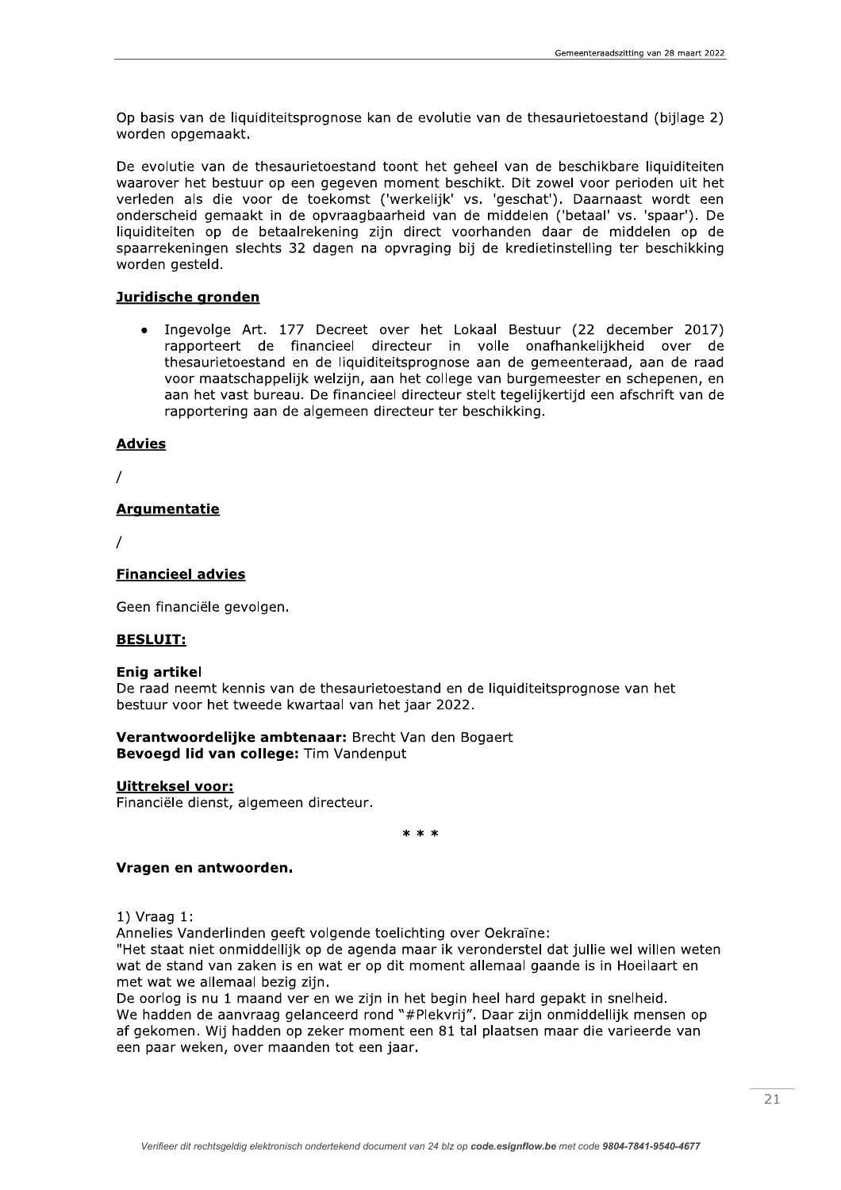Op basis van de liquiditeitsprognose kan de evolutie van de thesaurietoestand (bijlage 2) worden opgemaakt.

De evolutie van de thesaurietoestand toont het geheel van de beschikbare liquiditeiten waarover het bestuur op een gegeven moment beschikt. Dit zowel voor perioden uit het verleden als die voor de toekomst ('werkelijk' vs. 'geschat'). Daarnaast wordt een onderscheid gemaakt in de opvraagbaarheid van de middelen ('betaal' vs. 'spaar'). De liquiditeiten op de betaalrekening zijn direct voorhanden daar de middelen op de spaarrekeningen slechts 32 dagen na opvraging bij de kredietinstelling ter beschikking worden gesteld.

**Juridische gronden**

- Ingevolge Art. 177 Decreet over het Lokaal Bestuur (22 december 2017) rapporteert de financieel directeur in volle onafhankelijkheid over de thesaurietoestand en de liquiditeitsprognose aan de gemeenteraad, aan de raad voor maatschappelijk welzijn, aan het college van burgemeester en schepenen, en aan het vast bureau. De financieel directeur stelt tegelijkertijd een afschrift van de rapportering aan de algemeen directeur ter beschikking.

**Advies**

/

**Argumentatie**

/

**Financieel advies**

Geen financiële gevolgen.

**BESLUIT:**

**Enig artikel**
De raad neemt kennis van de thesaurietoestand en de liquiditeitsprognose van het bestuur voor het tweede kwartaal van het jaar 2022.

**Verantwoordelijke ambtenaar:** Brecht Van den Bogaert
**Bevoegd lid van college:** Tim Vandenput

**Uittreksel voor:**
Financiële dienst, algemeen directeur.

\* \* \*

**Vragen en antwoorden.**

1) Vraag 1:
Annelies Vanderlinden geeft volgende toelichting over Oekraïne:
"Het staat niet onmiddellijk op de agenda maar ik veronderstel dat jullie wel willen weten wat de stand van zaken is en wat er op dit moment allemaal gaande is in Hoeilaart en met wat we allemaal bezig zijn.
De oorlog is nu 1 maand ver en we zijn in het begin heel hard gepakt in snelheid.
We hadden de aanvraag gelanceerd rond "#Plekvrij". Daar zijn onmiddellijk mensen op af gekomen. Wij hadden op zeker moment een 81 tal plaatsen maar die varieerde van een paar weken, over maanden tot een jaar.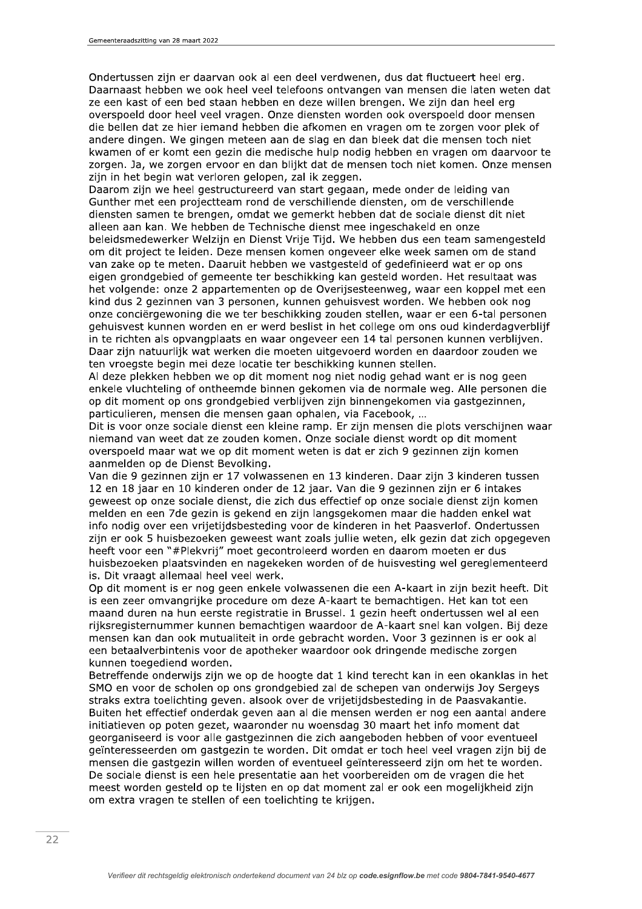Ondertussen zijn er daarvan ook al een deel verdwenen, dus dat fluctueert heel erg. Daarnaast hebben we ook heel veel telefoons ontvangen van mensen die laten weten dat ze een kast of een bed staan hebben en deze willen brengen. We zijn dan heel erg overspoeld door heel veel vragen. Onze diensten worden ook overspoeld door mensen die bellen dat ze hier iemand hebben die afkomen en vragen om te zorgen voor plek of andere dingen. We gingen meteen aan de slag en dan bleek dat die mensen toch niet kwamen of er komt een gezin die medische hulp nodig hebben en vragen om daarvoor te zorgen. Ja, we zorgen ervoor en dan blijkt dat de mensen toch niet komen. Onze mensen zijn in het begin wat verloren gelopen, zal ik zeggen.
Daarom zijn we heel gestructureerd van start gegaan, mede onder de leiding van Gunther met een projectteam rond de verschillende diensten, om de verschillende diensten samen te brengen, omdat we gemerkt hebben dat de sociale dienst dit niet alleen aan kan. We hebben de Technische dienst mee ingeschakeld en onze beleidsmedewerker Welzijn en Dienst Vrije Tijd. We hebben dus een team samengesteld om dit project te leiden. Deze mensen komen ongeveer elke week samen om de stand van zake op te meten. Daaruit hebben we vastgesteld of gedefinieerd wat er op ons eigen grondgebied of gemeente ter beschikking kan gesteld worden. Het resultaat was het volgende: onze 2 appartementen op de Overijsesteenweg, waar een koppel met een kind dus 2 gezinnen van 3 personen, kunnen gehuisvest worden. We hebben ook nog onze conciërgewoning die we ter beschikking zouden stellen, waar er een 6-tal personen gehuisvest kunnen worden en er werd beslist in het college om ons oud kinderdagverblijf in te richten als opvangplaats en waar ongeveer een 14 tal personen kunnen verblijven. Daar zijn natuurlijk wat werken die moeten uitgevoerd worden en daardoor zouden we ten vroegste begin mei deze locatie ter beschikking kunnen stellen.
Al deze plekken hebben we op dit moment nog niet nodig gehad want er is nog geen enkele vluchteling of ontheemde binnen gekomen via de normale weg. Alle personen die op dit moment op ons grondgebied verblijven zijn binnengekomen via gastgezinnen, particulieren, mensen die mensen gaan ophalen, via Facebook, …
Dit is voor onze sociale dienst een kleine ramp. Er zijn mensen die plots verschijnen waar niemand van weet dat ze zouden komen. Onze sociale dienst wordt op dit moment overspoeld maar wat we op dit moment weten is dat er zich 9 gezinnen zijn komen aanmelden op de Dienst Bevolking.
Van die 9 gezinnen zijn er 17 volwassenen en 13 kinderen. Daar zijn 3 kinderen tussen 12 en 18 jaar en 10 kinderen onder de 12 jaar. Van die 9 gezinnen zijn er 6 intakes geweest op onze sociale dienst, die zich dus effectief op onze sociale dienst zijn komen melden en een 7de gezin is gekend en zijn langsgekomen maar die hadden enkel wat info nodig over een vrijetijdsbesteding voor de kinderen in het Paasverlof. Ondertussen zijn er ook 5 huisbezoeken geweest want zoals jullie weten, elk gezin dat zich opgegeven heeft voor een "#Plekvrij" moet gecontroleerd worden en daarom moeten er dus huisbezoeken plaatsvinden en nagekeken worden of de huisvesting wel gereglementeerd is. Dit vraagt allemaal heel veel werk.
Op dit moment is er nog geen enkele volwassenen die een A-kaart in zijn bezit heeft. Dit is een zeer omvangrijke procedure om deze A-kaart te bemachtigen. Het kan tot een maand duren na hun eerste registratie in Brussel. 1 gezin heeft ondertussen wel al een rijksregisternummer kunnen bemachtigen waardoor de A-kaart snel kan volgen. Bij deze mensen kan dan ook mutualiteit in orde gebracht worden. Voor 3 gezinnen is er ook al een betaalverbintenis voor de apotheker waardoor ook dringende medische zorgen kunnen toegediend worden.
Betreffende onderwijs zijn we op de hoogte dat 1 kind terecht kan in een okanklas in het SMO en voor de scholen op ons grondgebied zal de schepen van onderwijs Joy Sergeys straks extra toelichting geven. alsook over de vrijetijdsbesteding in de Paasvakantie.
Buiten het effectief onderdak geven aan al die mensen werden er nog een aantal andere initiatieven op poten gezet, waaronder nu woensdag 30 maart het info moment dat georganiseerd is voor alle gastgezinnen die zich aangeboden hebben of voor eventueel geïnteresseerden om gastgezin te worden. Dit omdat er toch heel veel vragen zijn bij de mensen die gastgezin willen worden of eventueel geïnteresseerd zijn om het te worden. De sociale dienst is een hele presentatie aan het voorbereiden om de vragen die het meest worden gesteld op te lijsten en op dat moment zal er ook een mogelijkheid zijn om extra vragen te stellen of een toelichting te krijgen.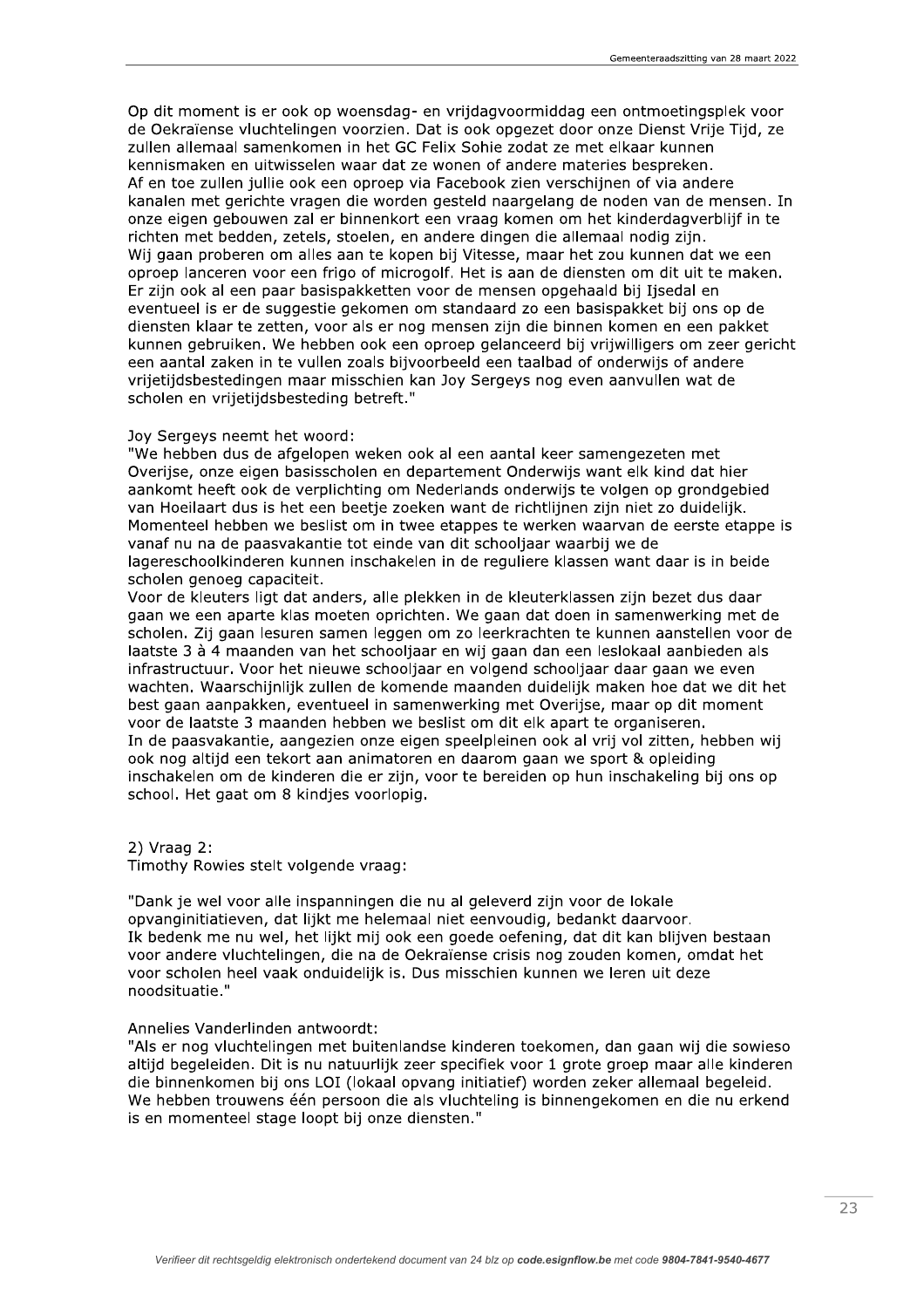Op dit moment is er ook op woensdag- en vrijdagvoormiddag een ontmoetingsplek voor de Oekraïense vluchtelingen voorzien. Dat is ook opgezet door onze Dienst Vrije Tijd, ze zullen allemaal samenkomen in het GC Felix Sohie zodat ze met elkaar kunnen kennismaken en uitwisselen waar dat ze wonen of andere materies bespreken.
Af en toe zullen jullie ook een oproep via Facebook zien verschijnen of via andere kanalen met gerichte vragen die worden gesteld naargelang de noden van de mensen. In onze eigen gebouwen zal er binnenkort een vraag komen om het kinderdagverblijf in te richten met bedden, zetels, stoelen, en andere dingen die allemaal nodig zijn.
Wij gaan proberen om alles aan te kopen bij Vitesse, maar het zou kunnen dat we een oproep lanceren voor een frigo of microgolf. Het is aan de diensten om dit uit te maken.
Er zijn ook al een paar basispakketten voor de mensen opgehaald bij Ijsedal en eventueel is er de suggestie gekomen om standaard zo een basispakket bij ons op de diensten klaar te zetten, voor als er nog mensen zijn die binnen komen en een pakket kunnen gebruiken. We hebben ook een oproep gelanceerd bij vrijwilligers om zeer gericht een aantal zaken in te vullen zoals bijvoorbeeld een taalbad of onderwijs of andere vrijetijdsbestedingen maar misschien kan Joy Sergeys nog even aanvullen wat de scholen en vrijetijdsbesteding betreft."

Joy Sergeys neemt het woord:
"We hebben dus de afgelopen weken ook al een aantal keer samengezeten met Overijse, onze eigen basisscholen en departement Onderwijs want elk kind dat hier aankomt heeft ook de verplichting om Nederlands onderwijs te volgen op grondgebied van Hoeilaart dus is het een beetje zoeken want de richtlijnen zijn niet zo duidelijk. Momenteel hebben we beslist om in twee etappes te werken waarvan de eerste etappe is vanaf nu na de paasvakantie tot einde van dit schooljaar waarbij we de lagereschoolkinderen kunnen inschakelen in de reguliere klassen want daar is in beide scholen genoeg capaciteit.
Voor de kleuters ligt dat anders, alle plekken in de kleuterklassen zijn bezet dus daar gaan we een aparte klas moeten oprichten. We gaan dat doen in samenwerking met de scholen. Zij gaan lesuren samen leggen om zo leerkrachten te kunnen aanstellen voor de laatste 3 à 4 maanden van het schooljaar en wij gaan dan een leslokaal aanbieden als infrastructuur. Voor het nieuwe schooljaar en volgend schooljaar daar gaan we even wachten. Waarschijnlijk zullen de komende maanden duidelijk maken hoe dat we dit het best gaan aanpakken, eventueel in samenwerking met Overijse, maar op dit moment voor de laatste 3 maanden hebben we beslist om dit elk apart te organiseren.
In de paasvakantie, aangezien onze eigen speelpleinen ook al vrij vol zitten, hebben wij ook nog altijd een tekort aan animatoren en daarom gaan we sport & opleiding inschakelen om de kinderen die er zijn, voor te bereiden op hun inschakeling bij ons op school. Het gaat om 8 kindjes voorlopig.

2) Vraag 2:
Timothy Rowies stelt volgende vraag:

"Dank je wel voor alle inspanningen die nu al geleverd zijn voor de lokale opvanginitiatieven, dat lijkt me helemaal niet eenvoudig, bedankt daarvoor.
Ik bedenk me nu wel, het lijkt mij ook een goede oefening, dat dit kan blijven bestaan voor andere vluchtelingen, die na de Oekraïense crisis nog zouden komen, omdat het voor scholen heel vaak onduidelijk is. Dus misschien kunnen we leren uit deze noodsituatie."

Annelies Vanderlinden antwoordt:
"Als er nog vluchtelingen met buitenlandse kinderen toekomen, dan gaan wij die sowieso altijd begeleiden. Dit is nu natuurlijk zeer specifiek voor 1 grote groep maar alle kinderen die binnenkomen bij ons LOI (lokaal opvang initiatief) worden zeker allemaal begeleid. We hebben trouwens één persoon die als vluchteling is binnengekomen en die nu erkend is en momenteel stage loopt bij onze diensten."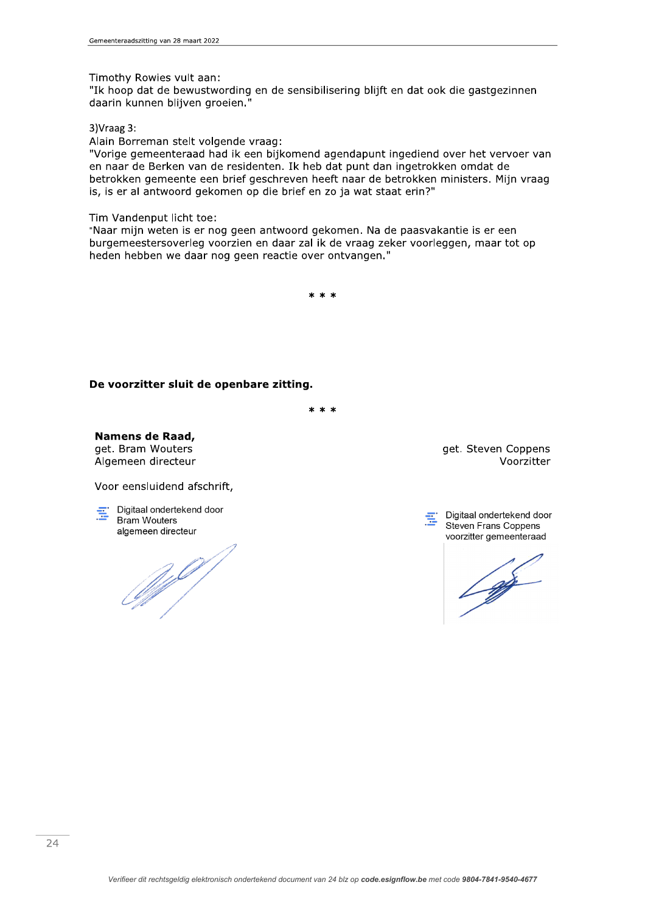Timothy Rowies vult aan:
"Ik hoop dat de bewustwording en de sensibilisering blijft en dat ook die gastgezinnen daarin kunnen blijven groeien."

3)Vraag 3:
Alain Borreman stelt volgende vraag:
"Vorige gemeenteraad had ik een bijkomend agendapunt ingediend over het vervoer van en naar de Berken van de residenten. Ik heb dat punt dan ingetrokken omdat de betrokken gemeente een brief geschreven heeft naar de betrokken ministers. Mijn vraag is, is er al antwoord gekomen op die brief en zo ja wat staat erin?"

Tim Vandenput licht toe:
"Naar mijn weten is er nog geen antwoord gekomen. Na de paasvakantie is er een burgemeestersoverleg voorzien en daar zal ik de vraag zeker voorleggen, maar tot op heden hebben we daar nog geen reactie over ontvangen."

* * *

**De voorzitter sluit de openbare zitting.**

* * *

**Namens de Raad,**
get. Bram Wouters
Algemeen directeur

get. Steven Coppens
Voorzitter

Voor eensluidend afschrift,

Digitaal ondertekend door
Bram Wouters
algemeen directeur

Digitaal ondertekend door
Steven Frans Coppens
voorzitter gemeenteraad

*Verifieer dit rechtsgeldig elektronisch ondertekend document van 24 blz op **code.esignflow.be** met code **9804-7841-9540-4677***